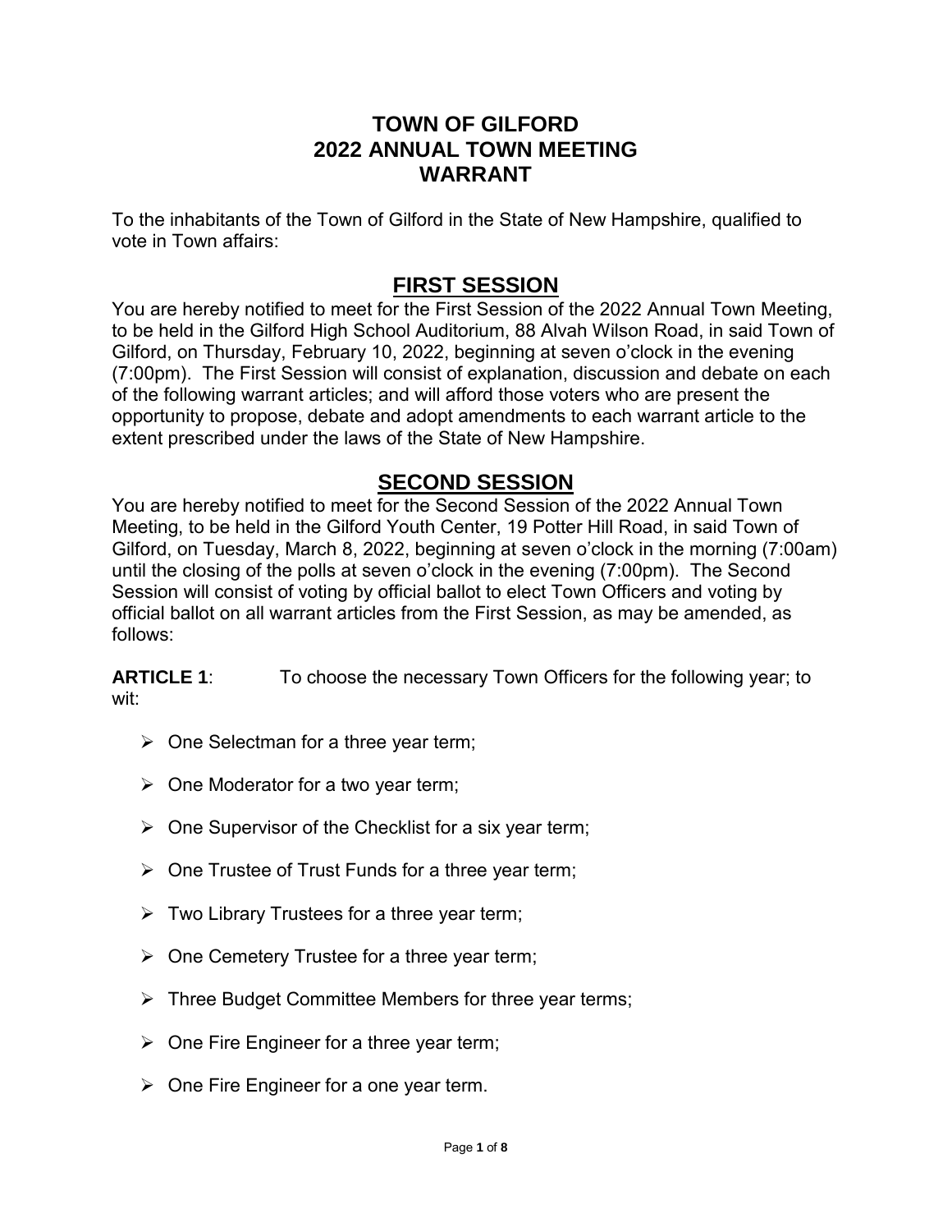# TOWN OF GILFORD
# 2022 ANNUAL TOWN MEETING
# WARRANT

To the inhabitants of the Town of Gilford in the State of New Hampshire, qualified to vote in Town affairs:

## FIRST SESSION

You are hereby notified to meet for the First Session of the 2022 Annual Town Meeting, to be held in the Gilford High School Auditorium, 88 Alvah Wilson Road, in said Town of Gilford, on Thursday, February 10, 2022, beginning at seven o'clock in the evening (7:00pm). The First Session will consist of explanation, discussion and debate on each of the following warrant articles; and will afford those voters who are present the opportunity to propose, debate and adopt amendments to each warrant article to the extent prescribed under the laws of the State of New Hampshire.

## SECOND SESSION

You are hereby notified to meet for the Second Session of the 2022 Annual Town Meeting, to be held in the Gilford Youth Center, 19 Potter Hill Road, in said Town of Gilford, on Tuesday, March 8, 2022, beginning at seven o'clock in the morning (7:00am) until the closing of the polls at seven o'clock in the evening (7:00pm). The Second Session will consist of voting by official ballot to elect Town Officers and voting by official ballot on all warrant articles from the First Session, as may be amended, as follows:

**ARTICLE 1**: To choose the necessary Town Officers for the following year; to wit:

- One Selectman for a three year term;
- One Moderator for a two year term;
- One Supervisor of the Checklist for a six year term;
- One Trustee of Trust Funds for a three year term;
- Two Library Trustees for a three year term;
- One Cemetery Trustee for a three year term;
- Three Budget Committee Members for three year terms;
- One Fire Engineer for a three year term;
- One Fire Engineer for a one year term.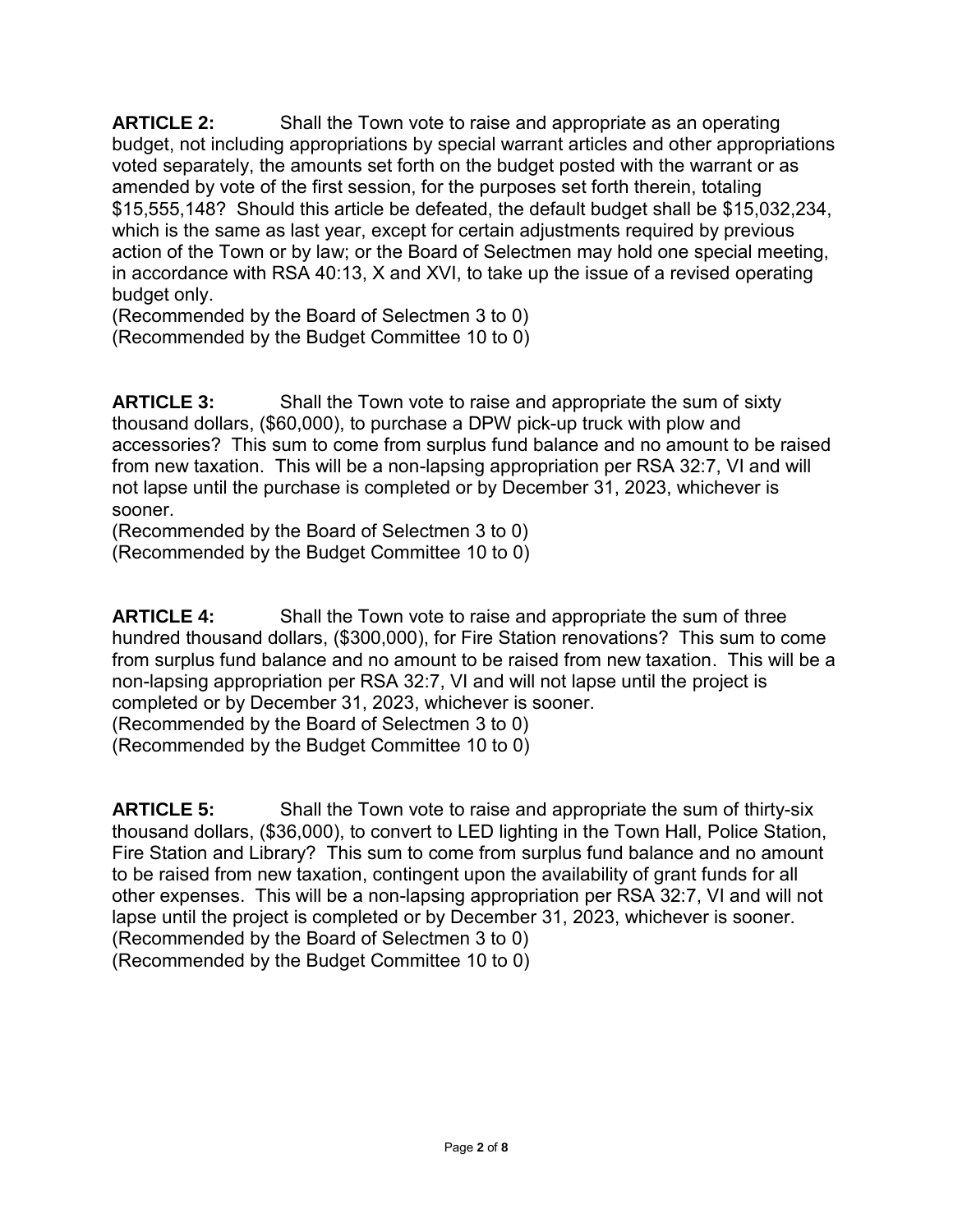**ARTICLE 2:** Shall the Town vote to raise and appropriate as an operating budget, not including appropriations by special warrant articles and other appropriations voted separately, the amounts set forth on the budget posted with the warrant or as amended by vote of the first session, for the purposes set forth therein, totaling $15,555,148? Should this article be defeated, the default budget shall be $15,032,234, which is the same as last year, except for certain adjustments required by previous action of the Town or by law; or the Board of Selectmen may hold one special meeting, in accordance with RSA 40:13, X and XVI, to take up the issue of a revised operating budget only.
(Recommended by the Board of Selectmen 3 to 0)
(Recommended by the Budget Committee 10 to 0)

**ARTICLE 3:** Shall the Town vote to raise and appropriate the sum of sixty thousand dollars, ($60,000), to purchase a DPW pick-up truck with plow and accessories? This sum to come from surplus fund balance and no amount to be raised from new taxation. This will be a non-lapsing appropriation per RSA 32:7, VI and will not lapse until the purchase is completed or by December 31, 2023, whichever is sooner.
(Recommended by the Board of Selectmen 3 to 0)
(Recommended by the Budget Committee 10 to 0)

**ARTICLE 4:** Shall the Town vote to raise and appropriate the sum of three hundred thousand dollars, ($300,000), for Fire Station renovations? This sum to come from surplus fund balance and no amount to be raised from new taxation. This will be a non-lapsing appropriation per RSA 32:7, VI and will not lapse until the project is completed or by December 31, 2023, whichever is sooner.
(Recommended by the Board of Selectmen 3 to 0)
(Recommended by the Budget Committee 10 to 0)

**ARTICLE 5:** Shall the Town vote to raise and appropriate the sum of thirty-six thousand dollars, ($36,000), to convert to LED lighting in the Town Hall, Police Station, Fire Station and Library? This sum to come from surplus fund balance and no amount to be raised from new taxation, contingent upon the availability of grant funds for all other expenses. This will be a non-lapsing appropriation per RSA 32:7, VI and will not lapse until the project is completed or by December 31, 2023, whichever is sooner.
(Recommended by the Board of Selectmen 3 to 0)
(Recommended by the Budget Committee 10 to 0)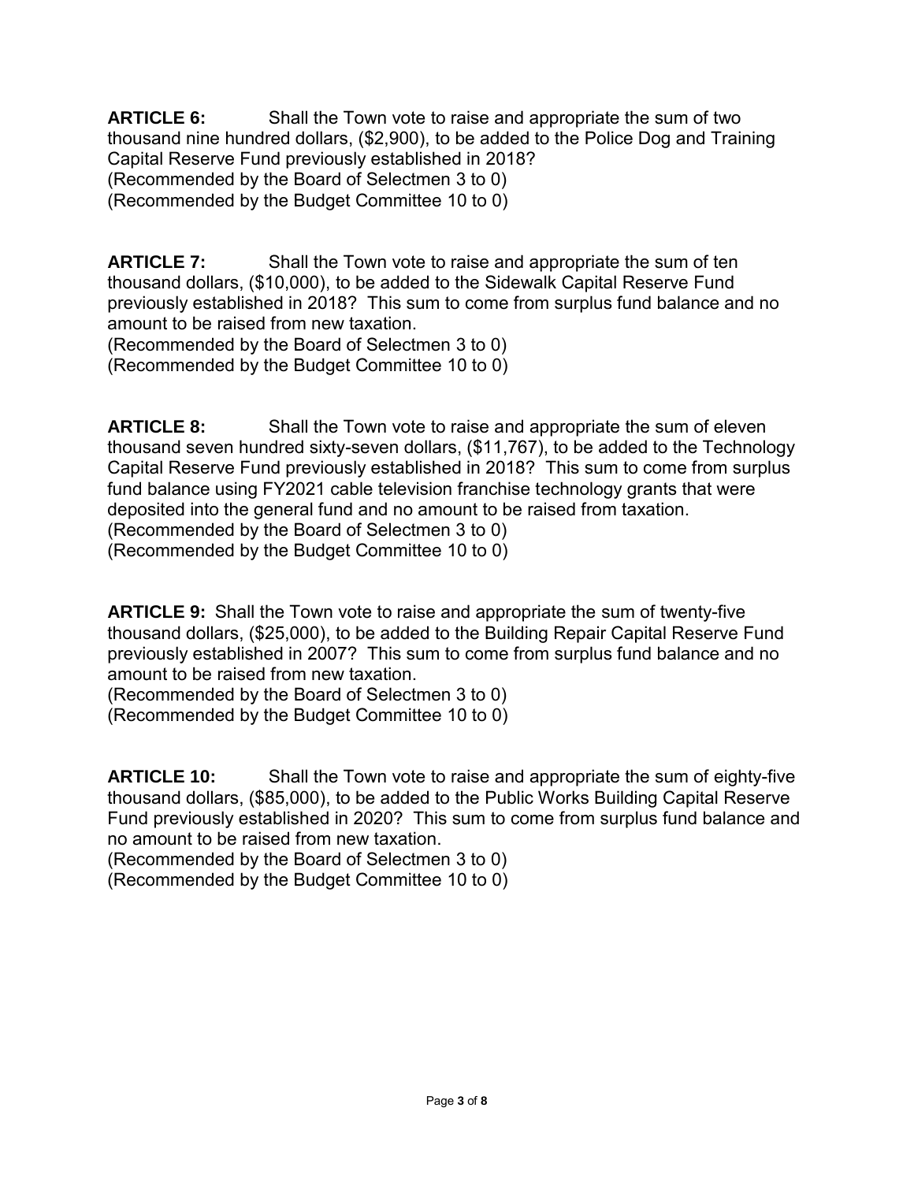**ARTICLE 6:** Shall the Town vote to raise and appropriate the sum of two thousand nine hundred dollars, ($2,900), to be added to the Police Dog and Training Capital Reserve Fund previously established in 2018?
(Recommended by the Board of Selectmen 3 to 0)
(Recommended by the Budget Committee 10 to 0)

**ARTICLE 7:** Shall the Town vote to raise and appropriate the sum of ten thousand dollars, ($10,000), to be added to the Sidewalk Capital Reserve Fund previously established in 2018? This sum to come from surplus fund balance and no amount to be raised from new taxation.
(Recommended by the Board of Selectmen 3 to 0)
(Recommended by the Budget Committee 10 to 0)

**ARTICLE 8:** Shall the Town vote to raise and appropriate the sum of eleven thousand seven hundred sixty-seven dollars, ($11,767), to be added to the Technology Capital Reserve Fund previously established in 2018? This sum to come from surplus fund balance using FY2021 cable television franchise technology grants that were deposited into the general fund and no amount to be raised from taxation.
(Recommended by the Board of Selectmen 3 to 0)
(Recommended by the Budget Committee 10 to 0)

**ARTICLE 9:** Shall the Town vote to raise and appropriate the sum of twenty-five thousand dollars, ($25,000), to be added to the Building Repair Capital Reserve Fund previously established in 2007? This sum to come from surplus fund balance and no amount to be raised from new taxation.
(Recommended by the Board of Selectmen 3 to 0)
(Recommended by the Budget Committee 10 to 0)

**ARTICLE 10:** Shall the Town vote to raise and appropriate the sum of eighty-five thousand dollars, ($85,000), to be added to the Public Works Building Capital Reserve Fund previously established in 2020? This sum to come from surplus fund balance and no amount to be raised from new taxation.
(Recommended by the Board of Selectmen 3 to 0)
(Recommended by the Budget Committee 10 to 0)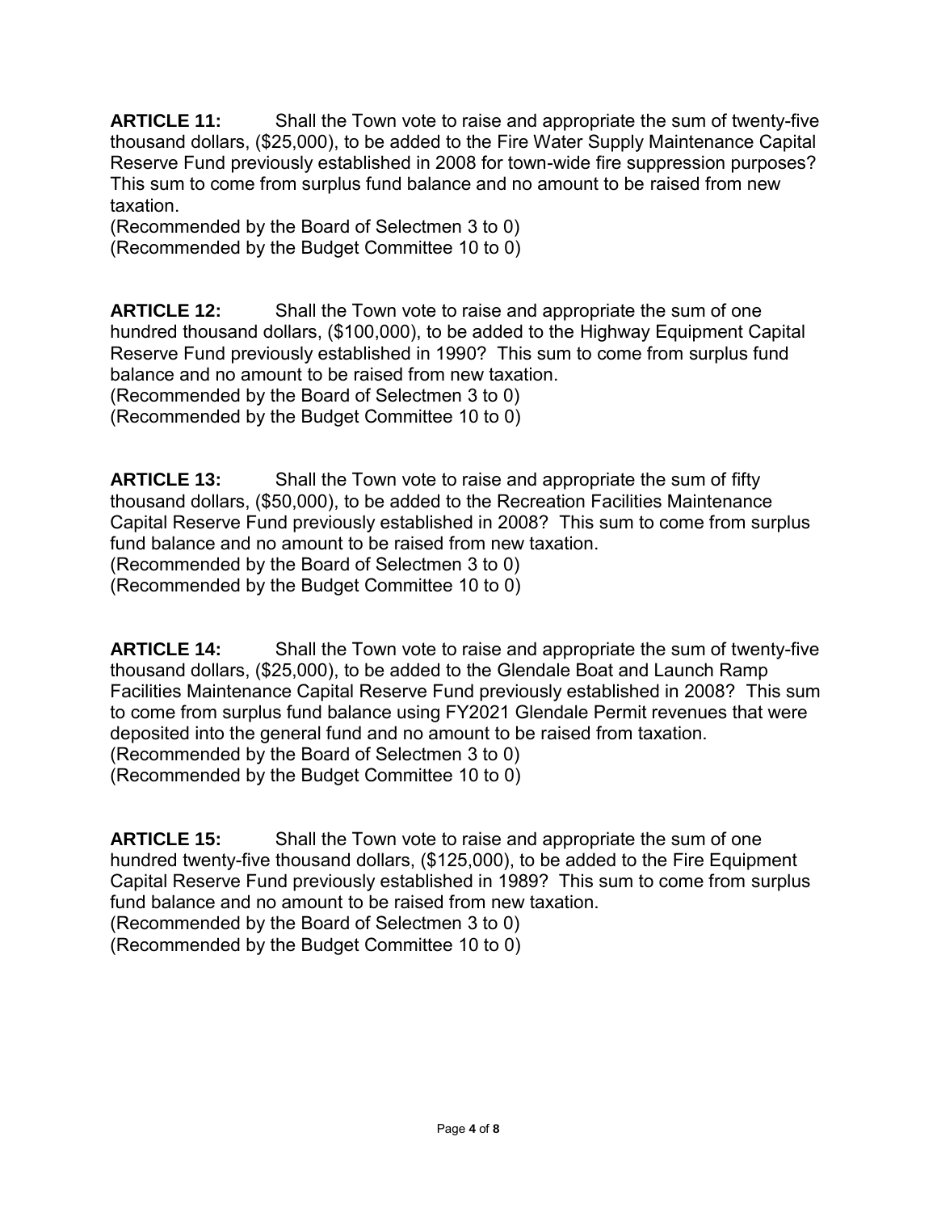**ARTICLE 11:** Shall the Town vote to raise and appropriate the sum of twenty-five thousand dollars, ($25,000), to be added to the Fire Water Supply Maintenance Capital Reserve Fund previously established in 2008 for town-wide fire suppression purposes? This sum to come from surplus fund balance and no amount to be raised from new taxation.
(Recommended by the Board of Selectmen 3 to 0)
(Recommended by the Budget Committee 10 to 0)

**ARTICLE 12:** Shall the Town vote to raise and appropriate the sum of one hundred thousand dollars, ($100,000), to be added to the Highway Equipment Capital Reserve Fund previously established in 1990? This sum to come from surplus fund balance and no amount to be raised from new taxation.
(Recommended by the Board of Selectmen 3 to 0)
(Recommended by the Budget Committee 10 to 0)

**ARTICLE 13:** Shall the Town vote to raise and appropriate the sum of fifty thousand dollars, ($50,000), to be added to the Recreation Facilities Maintenance Capital Reserve Fund previously established in 2008? This sum to come from surplus fund balance and no amount to be raised from new taxation.
(Recommended by the Board of Selectmen 3 to 0)
(Recommended by the Budget Committee 10 to 0)

**ARTICLE 14:** Shall the Town vote to raise and appropriate the sum of twenty-five thousand dollars, ($25,000), to be added to the Glendale Boat and Launch Ramp Facilities Maintenance Capital Reserve Fund previously established in 2008? This sum to come from surplus fund balance using FY2021 Glendale Permit revenues that were deposited into the general fund and no amount to be raised from taxation.
(Recommended by the Board of Selectmen 3 to 0)
(Recommended by the Budget Committee 10 to 0)

**ARTICLE 15:** Shall the Town vote to raise and appropriate the sum of one hundred twenty-five thousand dollars, ($125,000), to be added to the Fire Equipment Capital Reserve Fund previously established in 1989? This sum to come from surplus fund balance and no amount to be raised from new taxation.
(Recommended by the Board of Selectmen 3 to 0)
(Recommended by the Budget Committee 10 to 0)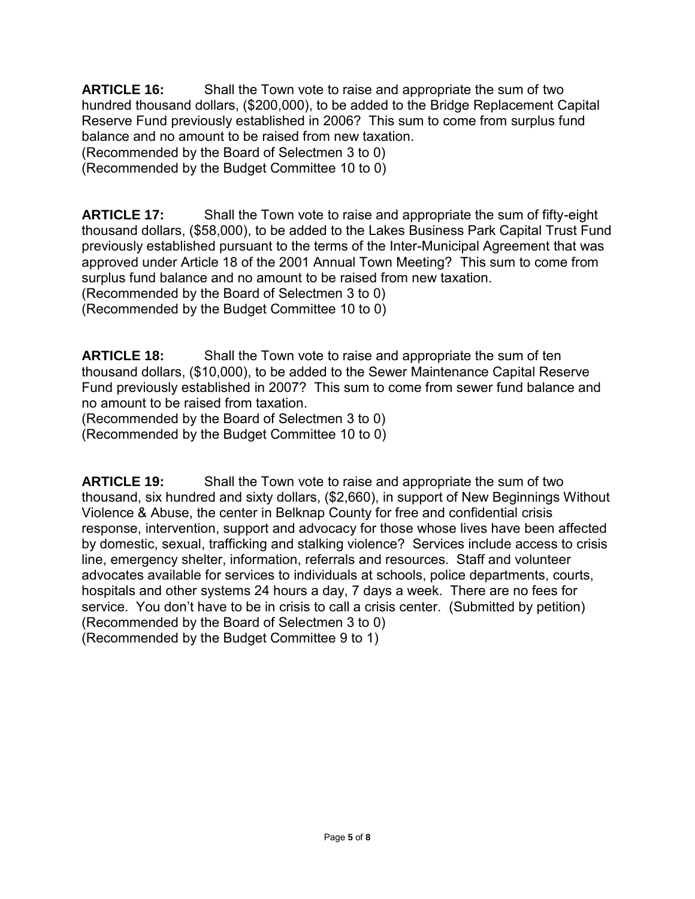**ARTICLE 16:** Shall the Town vote to raise and appropriate the sum of two hundred thousand dollars, ($200,000), to be added to the Bridge Replacement Capital Reserve Fund previously established in 2006? This sum to come from surplus fund balance and no amount to be raised from new taxation.
(Recommended by the Board of Selectmen 3 to 0)
(Recommended by the Budget Committee 10 to 0)

**ARTICLE 17:** Shall the Town vote to raise and appropriate the sum of fifty-eight thousand dollars, ($58,000), to be added to the Lakes Business Park Capital Trust Fund previously established pursuant to the terms of the Inter-Municipal Agreement that was approved under Article 18 of the 2001 Annual Town Meeting? This sum to come from surplus fund balance and no amount to be raised from new taxation.
(Recommended by the Board of Selectmen 3 to 0)
(Recommended by the Budget Committee 10 to 0)

**ARTICLE 18:** Shall the Town vote to raise and appropriate the sum of ten thousand dollars, ($10,000), to be added to the Sewer Maintenance Capital Reserve Fund previously established in 2007? This sum to come from sewer fund balance and no amount to be raised from taxation.
(Recommended by the Board of Selectmen 3 to 0)
(Recommended by the Budget Committee 10 to 0)

**ARTICLE 19:** Shall the Town vote to raise and appropriate the sum of two thousand, six hundred and sixty dollars, ($2,660), in support of New Beginnings Without Violence & Abuse, the center in Belknap County for free and confidential crisis response, intervention, support and advocacy for those whose lives have been affected by domestic, sexual, trafficking and stalking violence? Services include access to crisis line, emergency shelter, information, referrals and resources. Staff and volunteer advocates available for services to individuals at schools, police departments, courts, hospitals and other systems 24 hours a day, 7 days a week. There are no fees for service. You don't have to be in crisis to call a crisis center. (Submitted by petition)
(Recommended by the Board of Selectmen 3 to 0)
(Recommended by the Budget Committee 9 to 1)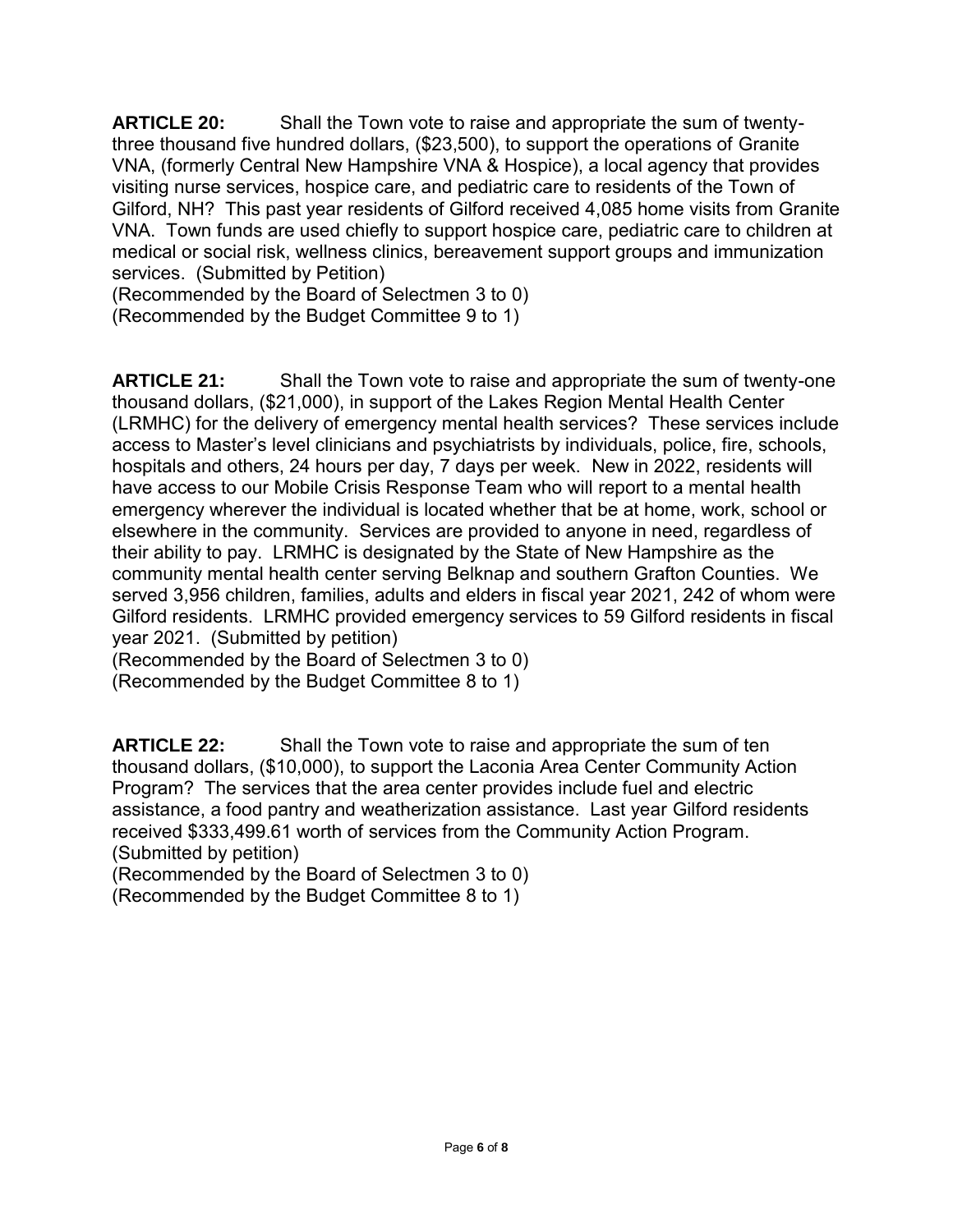**ARTICLE 20:** Shall the Town vote to raise and appropriate the sum of twenty-three thousand five hundred dollars, ($23,500), to support the operations of Granite VNA, (formerly Central New Hampshire VNA & Hospice), a local agency that provides visiting nurse services, hospice care, and pediatric care to residents of the Town of Gilford, NH? This past year residents of Gilford received 4,085 home visits from Granite VNA. Town funds are used chiefly to support hospice care, pediatric care to children at medical or social risk, wellness clinics, bereavement support groups and immunization services. (Submitted by Petition)
(Recommended by the Board of Selectmen 3 to 0)
(Recommended by the Budget Committee 9 to 1)

**ARTICLE 21:** Shall the Town vote to raise and appropriate the sum of twenty-one thousand dollars, ($21,000), in support of the Lakes Region Mental Health Center (LRMHC) for the delivery of emergency mental health services? These services include access to Master's level clinicians and psychiatrists by individuals, police, fire, schools, hospitals and others, 24 hours per day, 7 days per week. New in 2022, residents will have access to our Mobile Crisis Response Team who will report to a mental health emergency wherever the individual is located whether that be at home, work, school or elsewhere in the community. Services are provided to anyone in need, regardless of their ability to pay. LRMHC is designated by the State of New Hampshire as the community mental health center serving Belknap and southern Grafton Counties. We served 3,956 children, families, adults and elders in fiscal year 2021, 242 of whom were Gilford residents. LRMHC provided emergency services to 59 Gilford residents in fiscal year 2021. (Submitted by petition)
(Recommended by the Board of Selectmen 3 to 0)
(Recommended by the Budget Committee 8 to 1)

**ARTICLE 22:** Shall the Town vote to raise and appropriate the sum of ten thousand dollars, ($10,000), to support the Laconia Area Center Community Action Program? The services that the area center provides include fuel and electric assistance, a food pantry and weatherization assistance. Last year Gilford residents received $333,499.61 worth of services from the Community Action Program. (Submitted by petition)
(Recommended by the Board of Selectmen 3 to 0)
(Recommended by the Budget Committee 8 to 1)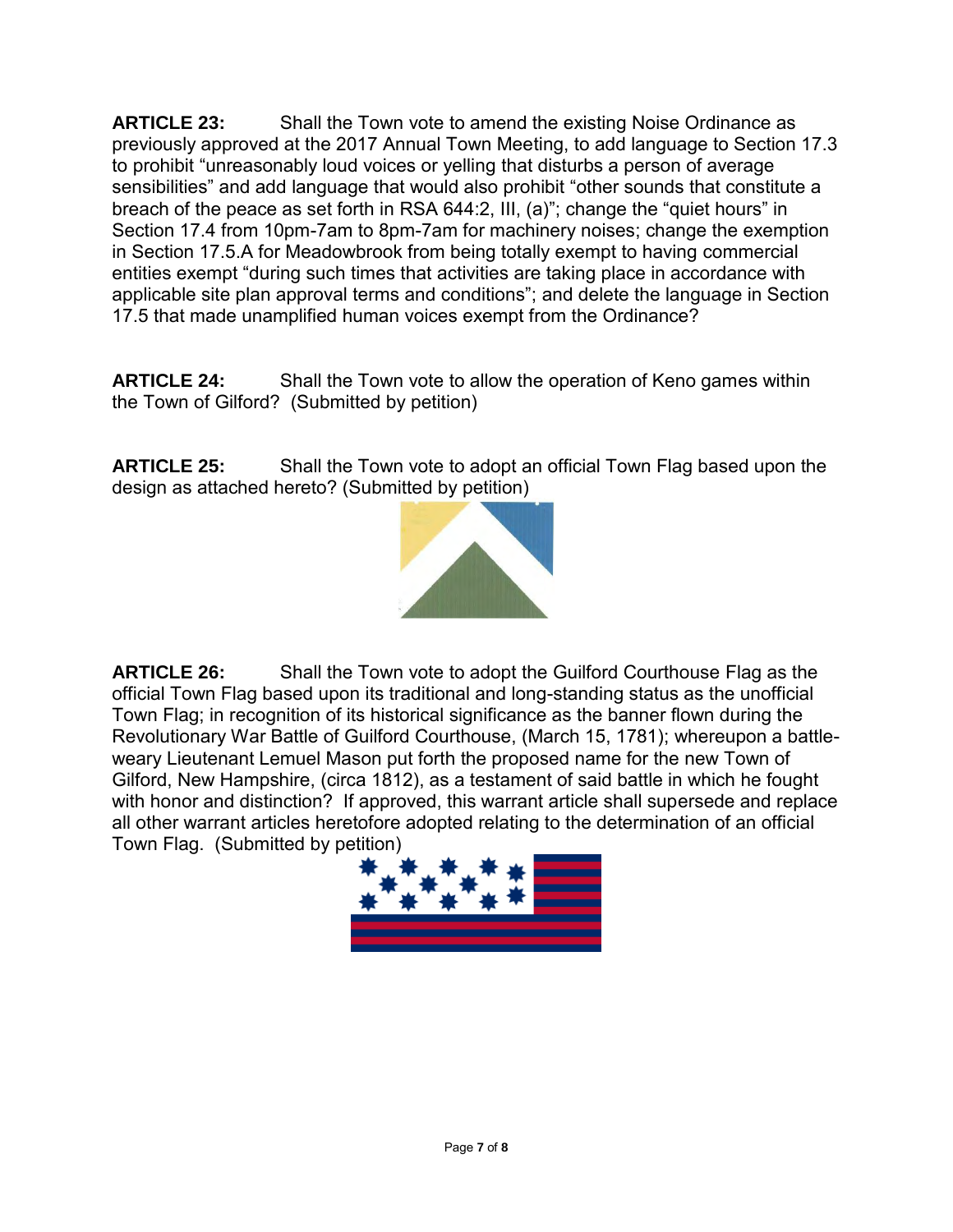**ARTICLE 23:** Shall the Town vote to amend the existing Noise Ordinance as previously approved at the 2017 Annual Town Meeting, to add language to Section 17.3 to prohibit "unreasonably loud voices or yelling that disturbs a person of average sensibilities" and add language that would also prohibit "other sounds that constitute a breach of the peace as set forth in RSA 644:2, III, (a)"; change the "quiet hours" in Section 17.4 from 10pm-7am to 8pm-7am for machinery noises; change the exemption in Section 17.5.A for Meadowbrook from being totally exempt to having commercial entities exempt "during such times that activities are taking place in accordance with applicable site plan approval terms and conditions"; and delete the language in Section 17.5 that made unamplified human voices exempt from the Ordinance?

**ARTICLE 24:** Shall the Town vote to allow the operation of Keno games within the Town of Gilford? (Submitted by petition)

**ARTICLE 25:** Shall the Town vote to adopt an official Town Flag based upon the design as attached hereto? (Submitted by petition)

**ARTICLE 26:** Shall the Town vote to adopt the Guilford Courthouse Flag as the official Town Flag based upon its traditional and long-standing status as the unofficial Town Flag; in recognition of its historical significance as the banner flown during the Revolutionary War Battle of Guilford Courthouse, (March 15, 1781); whereupon a battle-weary Lieutenant Lemuel Mason put forth the proposed name for the new Town of Gilford, New Hampshire, (circa 1812), as a testament of said battle in which he fought with honor and distinction? If approved, this warrant article shall supersede and replace all other warrant articles heretofore adopted relating to the determination of an official Town Flag. (Submitted by petition)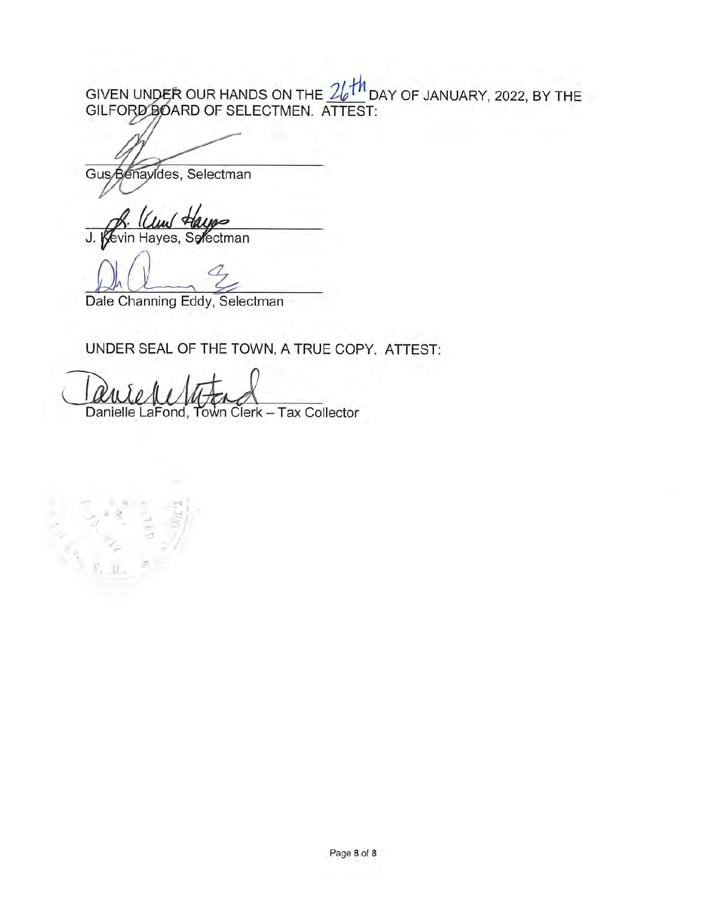GIVEN UNDER OUR HANDS ON THE 26th DAY OF JANUARY, 2022, BY THE GILFORD BOARD OF SELECTMEN. ATTEST:

Gus Benavides, Selectman

J. Kevin Hayes, Selectman

Dale Channing Eddy, Selectman

UNDER SEAL OF THE TOWN, A TRUE COPY. ATTEST:

Danielle LaFond, Town Clerk – Tax Collector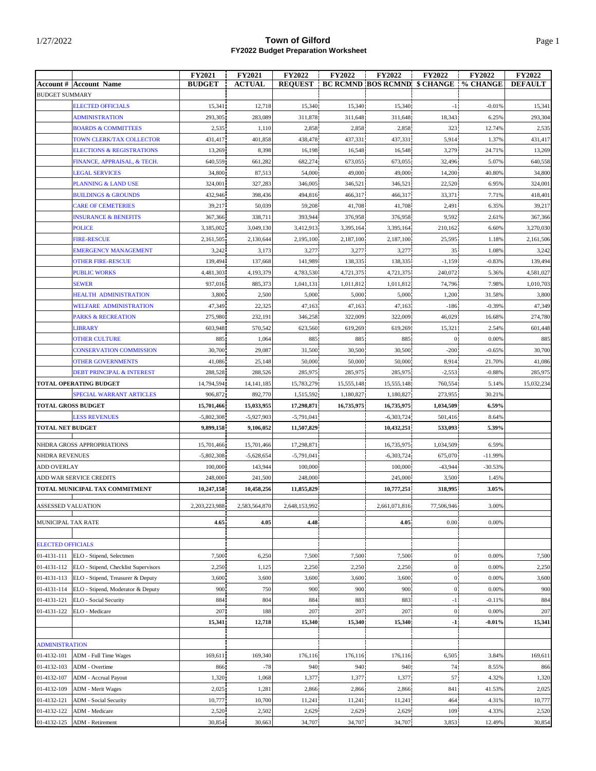# Town of Gilford

## FY2022 Budget Preparation Worksheet

1/27/2022

| Account # | Account Name | FY2021 BUDGET | FY2021 ACTUAL | FY2022 REQUEST | FY2022 BC RCMND | FY2022 BOS RCMND | FY2022 $ CHANGE | FY2022 % CHANGE | FY2022 DEFAULT |
|---|---|---|---|---|---|---|---|---|---|
| BUDGET SUMMARY | | | | | | | | | |
| | ELECTED OFFICIALS | 15,341 | 12,718 | 15,340 | 15,340 | 15,340 | -1 | -0.01% | 15,341 |
| | ADMINISTRATION | 293,305 | 283,089 | 311,878 | 311,648 | 311,648 | 18,343 | 6.25% | 293,304 |
| | BOARDS & COMMITTEES | 2,535 | 1,110 | 2,858 | 2,858 | 2,858 | 323 | 12.74% | 2,535 |
| | TOWN CLERK/TAX COLLECTOR | 431,417 | 401,858 | 438,478 | 437,331 | 437,331 | 5,914 | 1.37% | 431,417 |
| | ELECTIONS & REGISTRATIONS | 13,269 | 8,398 | 16,198 | 16,548 | 16,548 | 3,279 | 24.71% | 13,269 |
| | FINANCE, APPRAISAL, & TECH. | 640,559 | 661,282 | 682,274 | 673,055 | 673,055 | 32,496 | 5.07% | 640,558 |
| | LEGAL SERVICES | 34,800 | 87,513 | 54,000 | 49,000 | 49,000 | 14,200 | 40.80% | 34,800 |
| | PLANNING & LAND USE | 324,001 | 327,283 | 346,005 | 346,521 | 346,521 | 22,520 | 6.95% | 324,001 |
| | BUILDINGS & GROUNDS | 432,946 | 398,436 | 494,816 | 466,317 | 466,317 | 33,371 | 7.71% | 418,401 |
| | CARE OF CEMETERIES | 39,217 | 50,039 | 59,208 | 41,708 | 41,708 | 2,491 | 6.35% | 39,217 |
| | INSURANCE & BENEFITS | 367,366 | 338,711 | 393,944 | 376,958 | 376,958 | 9,592 | 2.61% | 367,366 |
| | POLICE | 3,185,002 | 3,049,130 | 3,412,913 | 3,395,164 | 3,395,164 | 210,162 | 6.60% | 3,270,030 |
| | FIRE-RESCUE | 2,161,505 | 2,130,644 | 2,195,100 | 2,187,100 | 2,187,100 | 25,595 | 1.18% | 2,161,506 |
| | EMERGENCY MANAGEMENT | 3,242 | 3,173 | 3,277 | 3,277 | 3,277 | 35 | 1.08% | 3,242 |
| | OTHER FIRE-RESCUE | 139,494 | 137,668 | 141,989 | 138,335 | 138,335 | -1,159 | -0.83% | 139,494 |
| | PUBLIC WORKS | 4,481,303 | 4,193,379 | 4,783,530 | 4,721,375 | 4,721,375 | 240,072 | 5.36% | 4,581,027 |
| | SEWER | 937,016 | 885,373 | 1,041,131 | 1,011,812 | 1,011,812 | 74,796 | 7.98% | 1,010,703 |
| | HEALTH ADMINISTRATION | 3,800 | 2,500 | 5,000 | 5,000 | 5,000 | 1,200 | 31.58% | 3,800 |
| | WELFARE ADMINISTRATION | 47,349 | 22,325 | 47,163 | 47,163 | 47,163 | -186 | -0.39% | 47,349 |
| | PARKS & RECREATION | 275,980 | 232,191 | 346,258 | 322,009 | 322,009 | 46,029 | 16.68% | 274,780 |
| | LIBRARY | 603,948 | 570,542 | 623,560 | 619,269 | 619,269 | 15,321 | 2.54% | 601,448 |
| | OTHER CULTURE | 885 | 1,064 | 885 | 885 | 885 | 0 | 0.00% | 885 |
| | CONSERVATION COMMISSION | 30,700 | 29,087 | 31,500 | 30,500 | 30,500 | -200 | -0.65% | 30,700 |
| | OTHER GOVERNMENTS | 41,086 | 25,148 | 50,000 | 50,000 | 50,000 | 8,914 | 21.70% | 41,086 |
| | DEBT PRINCIPAL & INTEREST | 288,528 | 288,526 | 285,975 | 285,975 | 285,975 | -2,553 | -0.88% | 285,975 |
| **TOTAL OPERATING BUDGET** | | 14,794,594 | 14,141,185 | 15,783,279 | 15,555,148 | 15,555,148 | 760,554 | 5.14% | 15,032,234 |
| | SPECIAL WARRANT ARTICLES | 906,872 | 892,770 | 1,515,592 | 1,180,827 | 1,180,827 | 273,955 | 30.21% | |
| **TOTAL GROSS BUDGET** | | **15,701,466** | **15,033,955** | **17,298,871** | **16,735,975** | **16,735,975** | **1,034,509** | **6.59%** | |
| | LESS REVENUES | -5,802,308 | -5,927,903 | -5,791,041 | | -6,303,724 | 501,416 | 8.64% | |
| **TOTAL NET BUDGET** | | **9,899,158** | **9,106,052** | **11,507,829** | | **10,432,251** | **533,093** | **5.39%** | |
| NHDRA GROSS APPROPRIATIONS | | 15,701,466 | 15,701,466 | 17,298,871 | | 16,735,975 | 1,034,509 | 6.59% | |
| NHDRA REVENUES | | -5,802,308 | -5,628,654 | -5,791,041 | | -6,303,724 | 675,070 | -11.99% | |
| ADD OVERLAY | | 100,000 | 143,944 | 100,000 | | 100,000 | -43,944 | -30.53% | |
| ADD WAR SERVICE CREDITS | | 248,000 | 241,500 | 248,000 | | 245,000 | 3,500 | 1.45% | |
| **TOTAL MUNICIPAL TAX COMMITMENT** | | **10,247,158** | **10,458,256** | **11,855,829** | | **10,777,251** | **318,995** | **3.05%** | |
| ASSESSED VALUATION | | 2,203,223,988 | 2,583,564,870 | 2,648,153,992 | | 2,661,071,816 | 77,506,946 | 3.00% | |
| MUNICIPAL TAX RATE | | **4.65** | **4.05** | **4.48** | | **4.05** | 0.00 | 0.00% | |
| ELECTED OFFICIALS | | | | | | | | | |
| 01-4131-111 | ELO - Stipend, Selectmen | 7,500 | 6,250 | 7,500 | 7,500 | 7,500 | 0 | 0.00% | 7,500 |
| 01-4131-112 | ELO - Stipend, Checklist Supervisors | 2,250 | 1,125 | 2,250 | 2,250 | 2,250 | 0 | 0.00% | 2,250 |
| 01-4131-113 | ELO - Stipend, Treasurer & Deputy | 3,600 | 3,600 | 3,600 | 3,600 | 3,600 | 0 | 0.00% | 3,600 |
| 01-4131-114 | ELO - Stipend, Moderator & Deputy | 900 | 750 | 900 | 900 | 900 | 0 | 0.00% | 900 |
| 01-4131-121 | ELO - Social Security | 884 | 804 | 884 | 883 | 883 | -1 | -0.11% | 884 |
| 01-4131-122 | ELO - Medicare | 207 | 188 | 207 | 207 | 207 | 0 | 0.00% | 207 |
| | | **15,341** | **12,718** | **15,340** | **15,340** | **15,340** | **-1** | **-0.01%** | **15,341** |
| ADMINISTRATION | | | | | | | | | |
| 01-4132-101 | ADM - Full Time Wages | 169,611 | 169,340 | 176,116 | 176,116 | 176,116 | 6,505 | 3.84% | 169,611 |
| 01-4132-103 | ADM - Overtime | 866 | -78 | 940 | 940 | 940 | 74 | 8.55% | 866 |
| 01-4132-107 | ADM - Accrual Payout | 1,320 | 1,068 | 1,377 | 1,377 | 1,377 | 57 | 4.32% | 1,320 |
| 01-4132-109 | ADM - Merit Wages | 2,025 | 1,281 | 2,866 | 2,866 | 2,866 | 841 | 41.53% | 2,025 |
| 01-4132-121 | ADM - Social Security | 10,777 | 10,700 | 11,241 | 11,241 | 11,241 | 464 | 4.31% | 10,777 |
| 01-4132-122 | ADM - Medicare | 2,520 | 2,502 | 2,629 | 2,629 | 2,629 | 109 | 4.33% | 2,520 |
| 01-4132-125 | ADM - Retirement | 30,854 | 30,663 | 34,707 | 34,707 | 34,707 | 3,853 | 12.49% | 30,854 |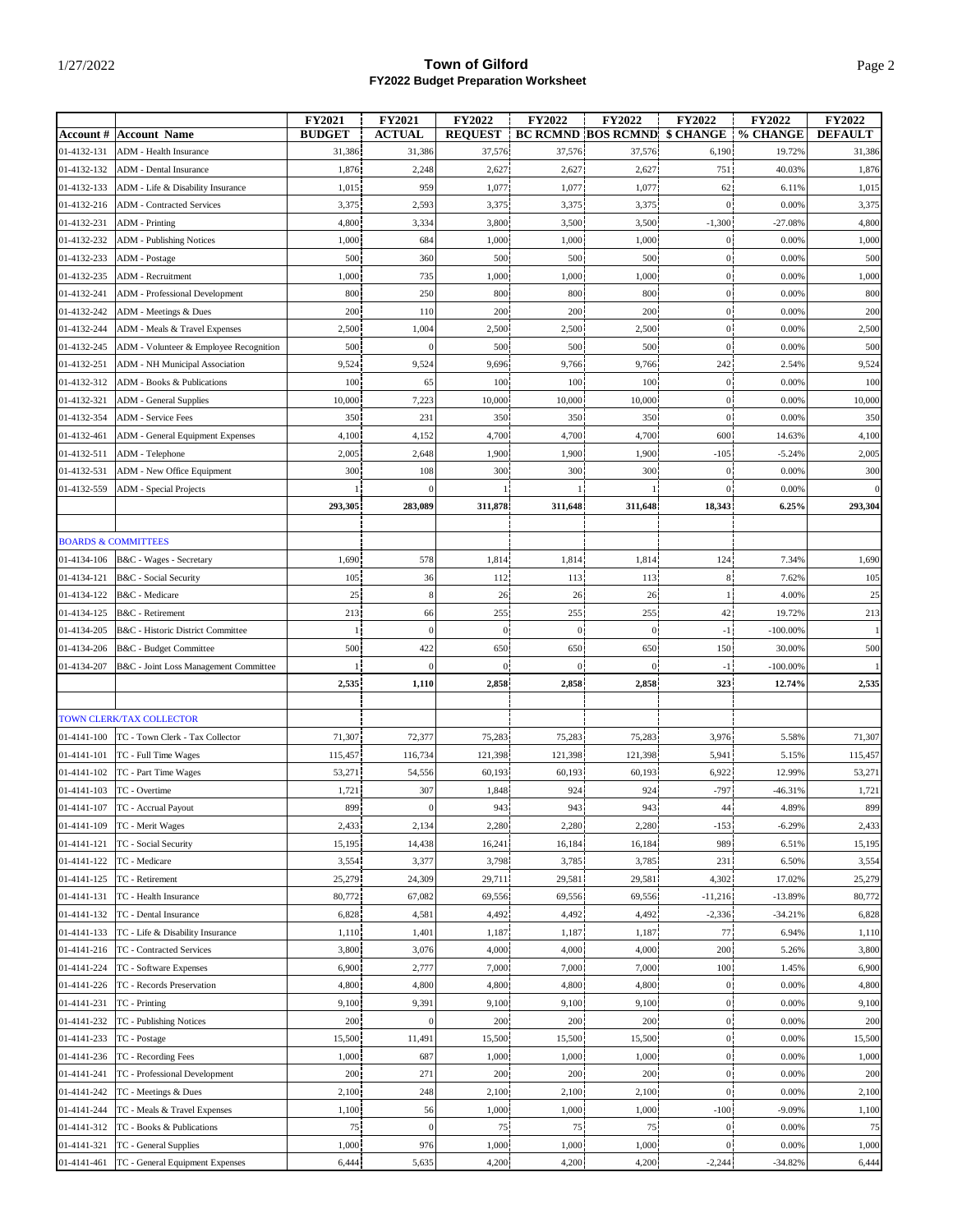# Town of Gilford
## FY2022 Budget Preparation Worksheet

| Account # | Account Name | FY2021 BUDGET | FY2021 ACTUAL | FY2022 REQUEST | FY2022 BC RCMND | FY2022 BOS RCMND | FY2022 $ CHANGE | FY2022 % CHANGE | FY2022 DEFAULT |
|---|---|---|---|---|---|---|---|---|---|
| 01-4132-131 | ADM - Health Insurance | 31,386 | 31,386 | 37,576 | 37,576 | 37,576 | 6,190 | 19.72% | 31,386 |
| 01-4132-132 | ADM - Dental Insurance | 1,876 | 2,248 | 2,627 | 2,627 | 2,627 | 751 | 40.03% | 1,876 |
| 01-4132-133 | ADM - Life & Disability Insurance | 1,015 | 959 | 1,077 | 1,077 | 1,077 | 62 | 6.11% | 1,015 |
| 01-4132-216 | ADM - Contracted Services | 3,375 | 2,593 | 3,375 | 3,375 | 3,375 | 0 | 0.00% | 3,375 |
| 01-4132-231 | ADM - Printing | 4,800 | 3,334 | 3,800 | 3,500 | 3,500 | -1,300 | -27.08% | 4,800 |
| 01-4132-232 | ADM - Publishing Notices | 1,000 | 684 | 1,000 | 1,000 | 1,000 | 0 | 0.00% | 1,000 |
| 01-4132-233 | ADM - Postage | 500 | 360 | 500 | 500 | 500 | 0 | 0.00% | 500 |
| 01-4132-235 | ADM - Recruitment | 1,000 | 735 | 1,000 | 1,000 | 1,000 | 0 | 0.00% | 1,000 |
| 01-4132-241 | ADM - Professional Development | 800 | 250 | 800 | 800 | 800 | 0 | 0.00% | 800 |
| 01-4132-242 | ADM - Meetings & Dues | 200 | 110 | 200 | 200 | 200 | 0 | 0.00% | 200 |
| 01-4132-244 | ADM - Meals & Travel Expenses | 2,500 | 1,004 | 2,500 | 2,500 | 2,500 | 0 | 0.00% | 2,500 |
| 01-4132-245 | ADM - Volunteer & Employee Recognition | 500 | 0 | 500 | 500 | 500 | 0 | 0.00% | 500 |
| 01-4132-251 | ADM - NH Municipal Association | 9,524 | 9,524 | 9,696 | 9,766 | 9,766 | 242 | 2.54% | 9,524 |
| 01-4132-312 | ADM - Books & Publications | 100 | 65 | 100 | 100 | 100 | 0 | 0.00% | 100 |
| 01-4132-321 | ADM - General Supplies | 10,000 | 7,223 | 10,000 | 10,000 | 10,000 | 0 | 0.00% | 10,000 |
| 01-4132-354 | ADM - Service Fees | 350 | 231 | 350 | 350 | 350 | 0 | 0.00% | 350 |
| 01-4132-461 | ADM - General Equipment Expenses | 4,100 | 4,152 | 4,700 | 4,700 | 4,700 | 600 | 14.63% | 4,100 |
| 01-4132-511 | ADM - Telephone | 2,005 | 2,648 | 1,900 | 1,900 | 1,900 | -105 | -5.24% | 2,005 |
| 01-4132-531 | ADM - New Office Equipment | 300 | 108 | 300 | 300 | 300 | 0 | 0.00% | 300 |
| 01-4132-559 | ADM - Special Projects | 1 | 0 | 1 | 1 | 1 | 0 | 0.00% | 0 |
| | | **293,305** | **283,089** | **311,878** | **311,648** | **311,648** | **18,343** | **6.25%** | **293,304** |
| | | | | | | | | | |
| | BOARDS & COMMITTEES | | | | | | | | |
| 01-4134-106 | B&C - Wages - Secretary | 1,690 | 578 | 1,814 | 1,814 | 1,814 | 124 | 7.34% | 1,690 |
| 01-4134-121 | B&C - Social Security | 105 | 36 | 112 | 113 | 113 | 8 | 7.62% | 105 |
| 01-4134-122 | B&C - Medicare | 25 | 8 | 26 | 26 | 26 | 1 | 4.00% | 25 |
| 01-4134-125 | B&C - Retirement | 213 | 66 | 255 | 255 | 255 | 42 | 19.72% | 213 |
| 01-4134-205 | B&C - Historic District Committee | 1 | 0 | 0 | 0 | 0 | -1 | -100.00% | 1 |
| 01-4134-206 | B&C - Budget Committee | 500 | 422 | 650 | 650 | 650 | 150 | 30.00% | 500 |
| 01-4134-207 | B&C - Joint Loss Management Committee | 1 | 0 | 0 | 0 | 0 | -1 | -100.00% | 1 |
| | | **2,535** | **1,110** | **2,858** | **2,858** | **2,858** | **323** | **12.74%** | **2,535** |
| | | | | | | | | | |
| | TOWN CLERK/TAX COLLECTOR | | | | | | | | |
| 01-4141-100 | TC - Town Clerk - Tax Collector | 71,307 | 72,377 | 75,283 | 75,283 | 75,283 | 3,976 | 5.58% | 71,307 |
| 01-4141-101 | TC - Full Time Wages | 115,457 | 116,734 | 121,398 | 121,398 | 121,398 | 5,941 | 5.15% | 115,457 |
| 01-4141-102 | TC - Part Time Wages | 53,271 | 54,556 | 60,193 | 60,193 | 60,193 | 6,922 | 12.99% | 53,271 |
| 01-4141-103 | TC - Overtime | 1,721 | 307 | 1,848 | 924 | 924 | -797 | -46.31% | 1,721 |
| 01-4141-107 | TC - Accrual Payout | 899 | 0 | 943 | 943 | 943 | 44 | 4.89% | 899 |
| 01-4141-109 | TC - Merit Wages | 2,433 | 2,134 | 2,280 | 2,280 | 2,280 | -153 | -6.29% | 2,433 |
| 01-4141-121 | TC - Social Security | 15,195 | 14,438 | 16,241 | 16,184 | 16,184 | 989 | 6.51% | 15,195 |
| 01-4141-122 | TC - Medicare | 3,554 | 3,377 | 3,798 | 3,785 | 3,785 | 231 | 6.50% | 3,554 |
| 01-4141-125 | TC - Retirement | 25,279 | 24,309 | 29,711 | 29,581 | 29,581 | 4,302 | 17.02% | 25,279 |
| 01-4141-131 | TC - Health Insurance | 80,772 | 67,082 | 69,556 | 69,556 | 69,556 | -11,216 | -13.89% | 80,772 |
| 01-4141-132 | TC - Dental Insurance | 6,828 | 4,581 | 4,492 | 4,492 | 4,492 | -2,336 | -34.21% | 6,828 |
| 01-4141-133 | TC - Life & Disability Insurance | 1,110 | 1,401 | 1,187 | 1,187 | 1,187 | 77 | 6.94% | 1,110 |
| 01-4141-216 | TC - Contracted Services | 3,800 | 3,076 | 4,000 | 4,000 | 4,000 | 200 | 5.26% | 3,800 |
| 01-4141-224 | TC - Software Expenses | 6,900 | 2,777 | 7,000 | 7,000 | 7,000 | 100 | 1.45% | 6,900 |
| 01-4141-226 | TC - Records Preservation | 4,800 | 4,800 | 4,800 | 4,800 | 4,800 | 0 | 0.00% | 4,800 |
| 01-4141-231 | TC - Printing | 9,100 | 9,391 | 9,100 | 9,100 | 9,100 | 0 | 0.00% | 9,100 |
| 01-4141-232 | TC - Publishing Notices | 200 | 0 | 200 | 200 | 200 | 0 | 0.00% | 200 |
| 01-4141-233 | TC - Postage | 15,500 | 11,491 | 15,500 | 15,500 | 15,500 | 0 | 0.00% | 15,500 |
| 01-4141-236 | TC - Recording Fees | 1,000 | 687 | 1,000 | 1,000 | 1,000 | 0 | 0.00% | 1,000 |
| 01-4141-241 | TC - Professional Development | 200 | 271 | 200 | 200 | 200 | 0 | 0.00% | 200 |
| 01-4141-242 | TC - Meetings & Dues | 2,100 | 248 | 2,100 | 2,100 | 2,100 | 0 | 0.00% | 2,100 |
| 01-4141-244 | TC - Meals & Travel Expenses | 1,100 | 56 | 1,000 | 1,000 | 1,000 | -100 | -9.09% | 1,100 |
| 01-4141-312 | TC - Books & Publications | 75 | 0 | 75 | 75 | 75 | 0 | 0.00% | 75 |
| 01-4141-321 | TC - General Supplies | 1,000 | 976 | 1,000 | 1,000 | 1,000 | 0 | 0.00% | 1,000 |
| 01-4141-461 | TC - General Equipment Expenses | 6,444 | 5,635 | 4,200 | 4,200 | 4,200 | -2,244 | -34.82% | 6,444 |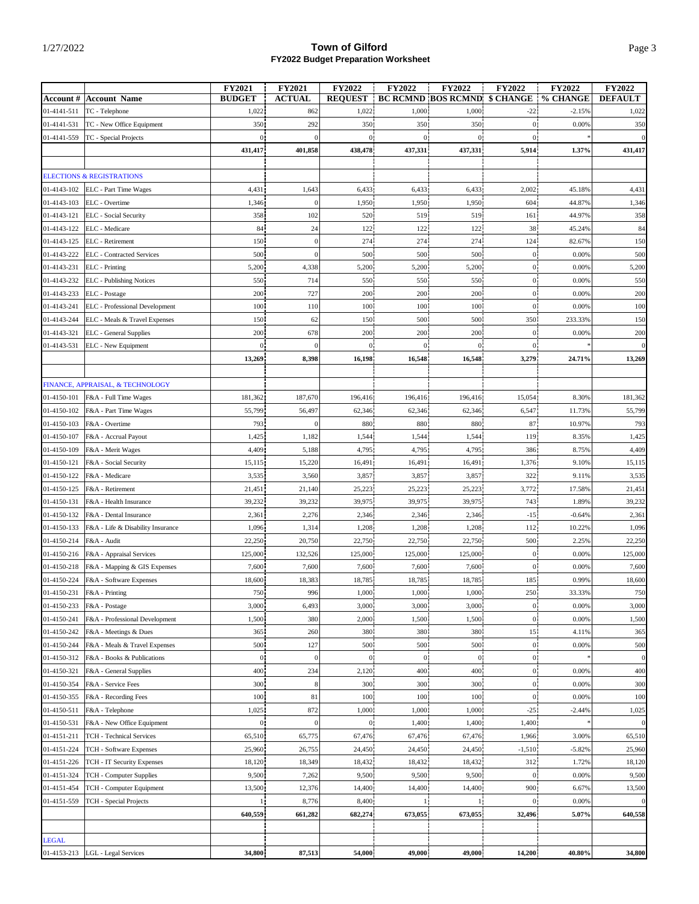# Town of Gilford

## FY2022 Budget Preparation Worksheet

| Account # | Account Name | FY2021 BUDGET | FY2021 ACTUAL | FY2022 REQUEST | FY2022 BC RCMND | FY2022 BOS RCMND | FY2022 $ CHANGE | FY2022 % CHANGE | FY2022 DEFAULT |
|---|---|---|---|---|---|---|---|---|---|
| 01-4141-511 | TC - Telephone | 1,022 | 862 | 1,022 | 1,000 | 1,000 | -22 | -2.15% | 1,022 |
| 01-4141-531 | TC - New Office Equipment | 350 | 292 | 350 | 350 | 350 | 0 | 0.00% | 350 |
| 01-4141-559 | TC - Special Projects | 0 | 0 | 0 | 0 | 0 | 0 | * | 0 |
| | | **431,417** | **401,858** | **438,478** | **437,331** | **437,331** | **5,914** | **1.37%** | **431,417** |
| | | | | | | | | | |
| | ELECTIONS & REGISTRATIONS | | | | | | | | |
| 01-4143-102 | ELC - Part Time Wages | 4,431 | 1,643 | 6,433 | 6,433 | 6,433 | 2,002 | 45.18% | 4,431 |
| 01-4143-103 | ELC - Overtime | 1,346 | 0 | 1,950 | 1,950 | 1,950 | 604 | 44.87% | 1,346 |
| 01-4143-121 | ELC - Social Security | 358 | 102 | 520 | 519 | 519 | 161 | 44.97% | 358 |
| 01-4143-122 | ELC - Medicare | 84 | 24 | 122 | 122 | 122 | 38 | 45.24% | 84 |
| 01-4143-125 | ELC - Retirement | 150 | 0 | 274 | 274 | 274 | 124 | 82.67% | 150 |
| 01-4143-222 | ELC - Contracted Services | 500 | 0 | 500 | 500 | 500 | 0 | 0.00% | 500 |
| 01-4143-231 | ELC - Printing | 5,200 | 4,338 | 5,200 | 5,200 | 5,200 | 0 | 0.00% | 5,200 |
| 01-4143-232 | ELC - Publishing Notices | 550 | 714 | 550 | 550 | 550 | 0 | 0.00% | 550 |
| 01-4143-233 | ELC - Postage | 200 | 727 | 200 | 200 | 200 | 0 | 0.00% | 200 |
| 01-4143-241 | ELC - Professional Development | 100 | 110 | 100 | 100 | 100 | 0 | 0.00% | 100 |
| 01-4143-244 | ELC - Meals & Travel Expenses | 150 | 62 | 150 | 500 | 500 | 350 | 233.33% | 150 |
| 01-4143-321 | ELC - General Supplies | 200 | 678 | 200 | 200 | 200 | 0 | 0.00% | 200 |
| 01-4143-531 | ELC - New Equipment | 0 | 0 | 0 | 0 | 0 | 0 | * | 0 |
| | | **13,269** | **8,398** | **16,198** | **16,548** | **16,548** | **3,279** | **24.71%** | **13,269** |
| | | | | | | | | | |
| | FINANCE, APPRAISAL, & TECHNOLOGY | | | | | | | | |
| 01-4150-101 | F&A - Full Time Wages | 181,362 | 187,670 | 196,416 | 196,416 | 196,416 | 15,054 | 8.30% | 181,362 |
| 01-4150-102 | F&A - Part Time Wages | 55,799 | 56,497 | 62,346 | 62,346 | 62,346 | 6,547 | 11.73% | 55,799 |
| 01-4150-103 | F&A - Overtime | 793 | 0 | 880 | 880 | 880 | 87 | 10.97% | 793 |
| 01-4150-107 | F&A - Accrual Payout | 1,425 | 1,182 | 1,544 | 1,544 | 1,544 | 119 | 8.35% | 1,425 |
| 01-4150-109 | F&A - Merit Wages | 4,409 | 5,188 | 4,795 | 4,795 | 4,795 | 386 | 8.75% | 4,409 |
| 01-4150-121 | F&A - Social Security | 15,115 | 15,220 | 16,491 | 16,491 | 16,491 | 1,376 | 9.10% | 15,115 |
| 01-4150-122 | F&A - Medicare | 3,535 | 3,560 | 3,857 | 3,857 | 3,857 | 322 | 9.11% | 3,535 |
| 01-4150-125 | F&A - Retirement | 21,451 | 21,140 | 25,223 | 25,223 | 25,223 | 3,772 | 17.58% | 21,451 |
| 01-4150-131 | F&A - Health Insurance | 39,232 | 39,232 | 39,975 | 39,975 | 39,975 | 743 | 1.89% | 39,232 |
| 01-4150-132 | F&A - Dental Insurance | 2,361 | 2,276 | 2,346 | 2,346 | 2,346 | -15 | -0.64% | 2,361 |
| 01-4150-133 | F&A - Life & Disability Insurance | 1,096 | 1,314 | 1,208 | 1,208 | 1,208 | 112 | 10.22% | 1,096 |
| 01-4150-214 | F&A - Audit | 22,250 | 20,750 | 22,750 | 22,750 | 22,750 | 500 | 2.25% | 22,250 |
| 01-4150-216 | F&A - Appraisal Services | 125,000 | 132,526 | 125,000 | 125,000 | 125,000 | 0 | 0.00% | 125,000 |
| 01-4150-218 | F&A - Mapping & GIS Expenses | 7,600 | 7,600 | 7,600 | 7,600 | 7,600 | 0 | 0.00% | 7,600 |
| 01-4150-224 | F&A - Software Expenses | 18,600 | 18,383 | 18,785 | 18,785 | 18,785 | 185 | 0.99% | 18,600 |
| 01-4150-231 | F&A - Printing | 750 | 996 | 1,000 | 1,000 | 1,000 | 250 | 33.33% | 750 |
| 01-4150-233 | F&A - Postage | 3,000 | 6,493 | 3,000 | 3,000 | 3,000 | 0 | 0.00% | 3,000 |
| 01-4150-241 | F&A - Professional Development | 1,500 | 380 | 2,000 | 1,500 | 1,500 | 0 | 0.00% | 1,500 |
| 01-4150-242 | F&A - Meetings & Dues | 365 | 260 | 380 | 380 | 380 | 15 | 4.11% | 365 |
| 01-4150-244 | F&A - Meals & Travel Expenses | 500 | 127 | 500 | 500 | 500 | 0 | 0.00% | 500 |
| 01-4150-312 | F&A - Books & Publications | 0 | 0 | 0 | 0 | 0 | 0 | * | 0 |
| 01-4150-321 | F&A - General Supplies | 400 | 234 | 2,120 | 400 | 400 | 0 | 0.00% | 400 |
| 01-4150-354 | F&A - Service Fees | 300 | 8 | 300 | 300 | 300 | 0 | 0.00% | 300 |
| 01-4150-355 | F&A - Recording Fees | 100 | 81 | 100 | 100 | 100 | 0 | 0.00% | 100 |
| 01-4150-511 | F&A - Telephone | 1,025 | 872 | 1,000 | 1,000 | 1,000 | -25 | -2.44% | 1,025 |
| 01-4150-531 | F&A - New Office Equipment | 0 | 0 | 0 | 1,400 | 1,400 | 1,400 | * | 0 |
| 01-4151-211 | TCH - Technical Services | 65,510 | 65,775 | 67,476 | 67,476 | 67,476 | 1,966 | 3.00% | 65,510 |
| 01-4151-224 | TCH - Software Expenses | 25,960 | 26,755 | 24,450 | 24,450 | 24,450 | -1,510 | -5.82% | 25,960 |
| 01-4151-226 | TCH - IT Security Expenses | 18,120 | 18,349 | 18,432 | 18,432 | 18,432 | 312 | 1.72% | 18,120 |
| 01-4151-324 | TCH - Computer Supplies | 9,500 | 7,262 | 9,500 | 9,500 | 9,500 | 0 | 0.00% | 9,500 |
| 01-4151-454 | TCH - Computer Equipment | 13,500 | 12,376 | 14,400 | 14,400 | 14,400 | 900 | 6.67% | 13,500 |
| 01-4151-559 | TCH - Special Projects | 1 | 8,776 | 8,400 | 1 | 1 | 0 | 0.00% | 0 |
| | | **640,559** | **661,282** | **682,274** | **673,055** | **673,055** | **32,496** | **5.07%** | **640,558** |
| | | | | | | | | | |
| | LEGAL | | | | | | | | |
| 01-4153-213 | LGL - Legal Services | **34,800** | **87,513** | **54,000** | **49,000** | **49,000** | **14,200** | **40.80%** | **34,800** |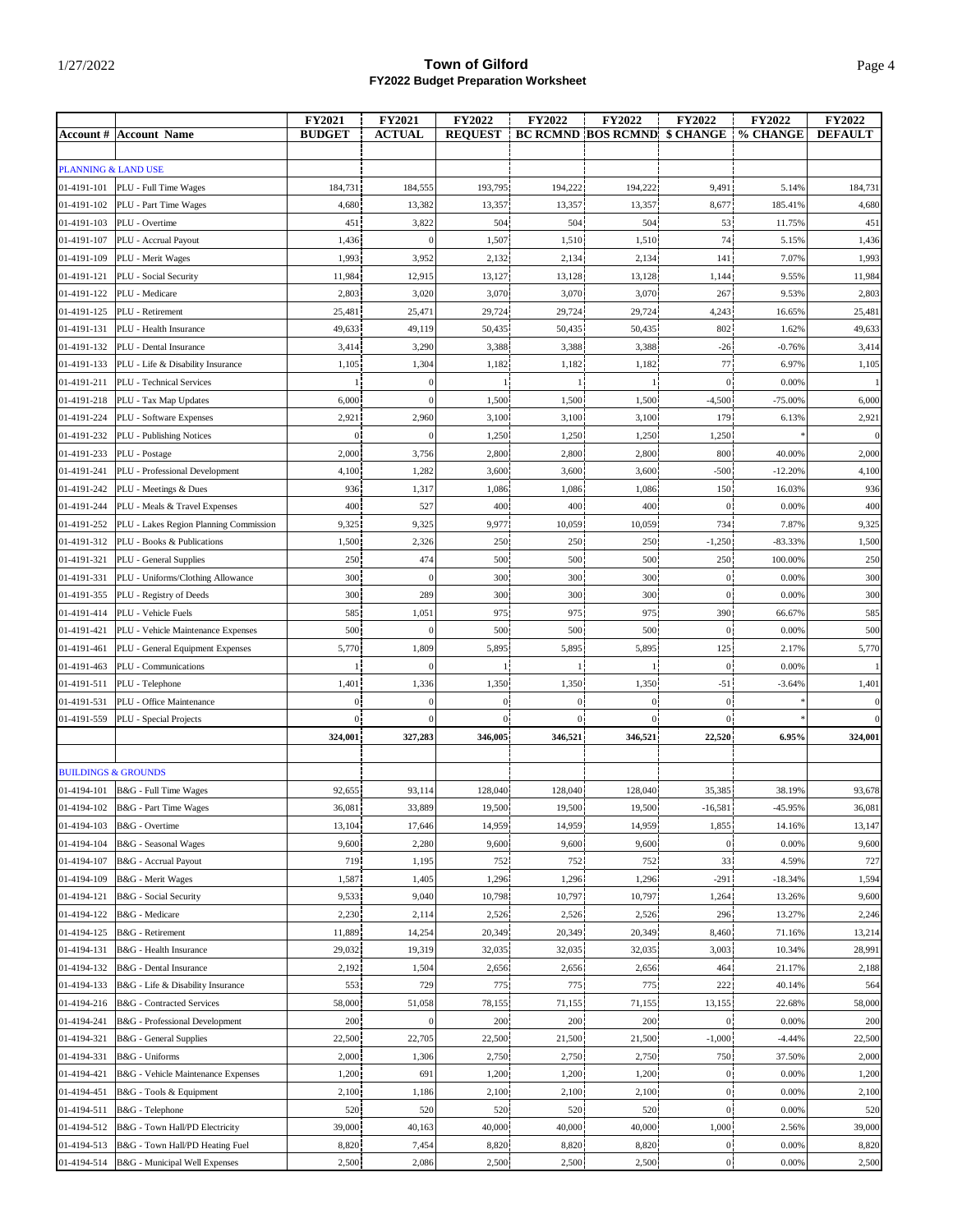# Town of Gilford
## FY2022 Budget Preparation Worksheet

| Account # | Account Name | FY2021 BUDGET | FY2021 ACTUAL | FY2022 REQUEST | FY2022 BC RCMND | FY2022 BOS RCMND | FY2022 $ CHANGE | FY2022 % CHANGE | FY2022 DEFAULT |
|---|---|---|---|---|---|---|---|---|---|
| | PLANNING & LAND USE | | | | | | | | |
| 01-4191-101 | PLU - Full Time Wages | 184,731 | 184,555 | 193,795 | 194,222 | 194,222 | 9,491 | 5.14% | 184,731 |
| 01-4191-102 | PLU - Part Time Wages | 4,680 | 13,382 | 13,357 | 13,357 | 13,357 | 8,677 | 185.41% | 4,680 |
| 01-4191-103 | PLU - Overtime | 451 | 3,822 | 504 | 504 | 504 | 53 | 11.75% | 451 |
| 01-4191-107 | PLU - Accrual Payout | 1,436 | 0 | 1,507 | 1,510 | 1,510 | 74 | 5.15% | 1,436 |
| 01-4191-109 | PLU - Merit Wages | 1,993 | 3,952 | 2,132 | 2,134 | 2,134 | 141 | 7.07% | 1,993 |
| 01-4191-121 | PLU - Social Security | 11,984 | 12,915 | 13,127 | 13,128 | 13,128 | 1,144 | 9.55% | 11,984 |
| 01-4191-122 | PLU - Medicare | 2,803 | 3,020 | 3,070 | 3,070 | 3,070 | 267 | 9.53% | 2,803 |
| 01-4191-125 | PLU - Retirement | 25,481 | 25,471 | 29,724 | 29,724 | 29,724 | 4,243 | 16.65% | 25,481 |
| 01-4191-131 | PLU - Health Insurance | 49,633 | 49,119 | 50,435 | 50,435 | 50,435 | 802 | 1.62% | 49,633 |
| 01-4191-132 | PLU - Dental Insurance | 3,414 | 3,290 | 3,388 | 3,388 | 3,388 | -26 | -0.76% | 3,414 |
| 01-4191-133 | PLU - Life & Disability Insurance | 1,105 | 1,304 | 1,182 | 1,182 | 1,182 | 77 | 6.97% | 1,105 |
| 01-4191-211 | PLU - Technical Services | 1 | 0 | 1 | 1 | 1 | 0 | 0.00% | 1 |
| 01-4191-218 | PLU - Tax Map Updates | 6,000 | 0 | 1,500 | 1,500 | 1,500 | -4,500 | -75.00% | 6,000 |
| 01-4191-224 | PLU - Software Expenses | 2,921 | 2,960 | 3,100 | 3,100 | 3,100 | 179 | 6.13% | 2,921 |
| 01-4191-232 | PLU - Publishing Notices | 0 | 0 | 1,250 | 1,250 | 1,250 | 1,250 | * | 0 |
| 01-4191-233 | PLU - Postage | 2,000 | 3,756 | 2,800 | 2,800 | 2,800 | 800 | 40.00% | 2,000 |
| 01-4191-241 | PLU - Professional Development | 4,100 | 1,282 | 3,600 | 3,600 | 3,600 | -500 | -12.20% | 4,100 |
| 01-4191-242 | PLU - Meetings & Dues | 936 | 1,317 | 1,086 | 1,086 | 1,086 | 150 | 16.03% | 936 |
| 01-4191-244 | PLU - Meals & Travel Expenses | 400 | 527 | 400 | 400 | 400 | 0 | 0.00% | 400 |
| 01-4191-252 | PLU - Lakes Region Planning Commission | 9,325 | 9,325 | 9,977 | 10,059 | 10,059 | 734 | 7.87% | 9,325 |
| 01-4191-312 | PLU - Books & Publications | 1,500 | 2,326 | 250 | 250 | 250 | -1,250 | -83.33% | 1,500 |
| 01-4191-321 | PLU - General Supplies | 250 | 474 | 500 | 500 | 500 | 250 | 100.00% | 250 |
| 01-4191-331 | PLU - Uniforms/Clothing Allowance | 300 | 0 | 300 | 300 | 300 | 0 | 0.00% | 300 |
| 01-4191-355 | PLU - Registry of Deeds | 300 | 289 | 300 | 300 | 300 | 0 | 0.00% | 300 |
| 01-4191-414 | PLU - Vehicle Fuels | 585 | 1,051 | 975 | 975 | 975 | 390 | 66.67% | 585 |
| 01-4191-421 | PLU - Vehicle Maintenance Expenses | 500 | 0 | 500 | 500 | 500 | 0 | 0.00% | 500 |
| 01-4191-461 | PLU - General Equipment Expenses | 5,770 | 1,809 | 5,895 | 5,895 | 5,895 | 125 | 2.17% | 5,770 |
| 01-4191-463 | PLU - Communications | 1 | 0 | 1 | 1 | 1 | 0 | 0.00% | 1 |
| 01-4191-511 | PLU - Telephone | 1,401 | 1,336 | 1,350 | 1,350 | 1,350 | -51 | -3.64% | 1,401 |
| 01-4191-531 | PLU - Office Maintenance | 0 | 0 | 0 | 0 | 0 | 0 | * | 0 |
| 01-4191-559 | PLU - Special Projects | 0 | 0 | 0 | 0 | 0 | 0 | * | 0 |
| | | **324,001** | **327,283** | **346,005** | **346,521** | **346,521** | **22,520** | **6.95%** | **324,001** |
| | BUILDINGS & GROUNDS | | | | | | | | |
| 01-4194-101 | B&G - Full Time Wages | 92,655 | 93,114 | 128,040 | 128,040 | 128,040 | 35,385 | 38.19% | 93,678 |
| 01-4194-102 | B&G - Part Time Wages | 36,081 | 33,889 | 19,500 | 19,500 | 19,500 | -16,581 | -45.95% | 36,081 |
| 01-4194-103 | B&G - Overtime | 13,104 | 17,646 | 14,959 | 14,959 | 14,959 | 1,855 | 14.16% | 13,147 |
| 01-4194-104 | B&G - Seasonal Wages | 9,600 | 2,280 | 9,600 | 9,600 | 9,600 | 0 | 0.00% | 9,600 |
| 01-4194-107 | B&G - Accrual Payout | 719 | 1,195 | 752 | 752 | 752 | 33 | 4.59% | 727 |
| 01-4194-109 | B&G - Merit Wages | 1,587 | 1,405 | 1,296 | 1,296 | 1,296 | -291 | -18.34% | 1,594 |
| 01-4194-121 | B&G - Social Security | 9,533 | 9,040 | 10,798 | 10,797 | 10,797 | 1,264 | 13.26% | 9,600 |
| 01-4194-122 | B&G - Medicare | 2,230 | 2,114 | 2,526 | 2,526 | 2,526 | 296 | 13.27% | 2,246 |
| 01-4194-125 | B&G - Retirement | 11,889 | 14,254 | 20,349 | 20,349 | 20,349 | 8,460 | 71.16% | 13,214 |
| 01-4194-131 | B&G - Health Insurance | 29,032 | 19,319 | 32,035 | 32,035 | 32,035 | 3,003 | 10.34% | 28,991 |
| 01-4194-132 | B&G - Dental Insurance | 2,192 | 1,504 | 2,656 | 2,656 | 2,656 | 464 | 21.17% | 2,188 |
| 01-4194-133 | B&G - Life & Disability Insurance | 553 | 729 | 775 | 775 | 775 | 222 | 40.14% | 564 |
| 01-4194-216 | B&G - Contracted Services | 58,000 | 51,058 | 78,155 | 71,155 | 71,155 | 13,155 | 22.68% | 58,000 |
| 01-4194-241 | B&G - Professional Development | 200 | 0 | 200 | 200 | 200 | 0 | 0.00% | 200 |
| 01-4194-321 | B&G - General Supplies | 22,500 | 22,705 | 22,500 | 21,500 | 21,500 | -1,000 | -4.44% | 22,500 |
| 01-4194-331 | B&G - Uniforms | 2,000 | 1,306 | 2,750 | 2,750 | 2,750 | 750 | 37.50% | 2,000 |
| 01-4194-421 | B&G - Vehicle Maintenance Expenses | 1,200 | 691 | 1,200 | 1,200 | 1,200 | 0 | 0.00% | 1,200 |
| 01-4194-451 | B&G - Tools & Equipment | 2,100 | 1,186 | 2,100 | 2,100 | 2,100 | 0 | 0.00% | 2,100 |
| 01-4194-511 | B&G - Telephone | 520 | 520 | 520 | 520 | 520 | 0 | 0.00% | 520 |
| 01-4194-512 | B&G - Town Hall/PD Electricity | 39,000 | 40,163 | 40,000 | 40,000 | 40,000 | 1,000 | 2.56% | 39,000 |
| 01-4194-513 | B&G - Town Hall/PD Heating Fuel | 8,820 | 7,454 | 8,820 | 8,820 | 8,820 | 0 | 0.00% | 8,820 |
| 01-4194-514 | B&G - Municipal Well Expenses | 2,500 | 2,086 | 2,500 | 2,500 | 2,500 | 0 | 0.00% | 2,500 |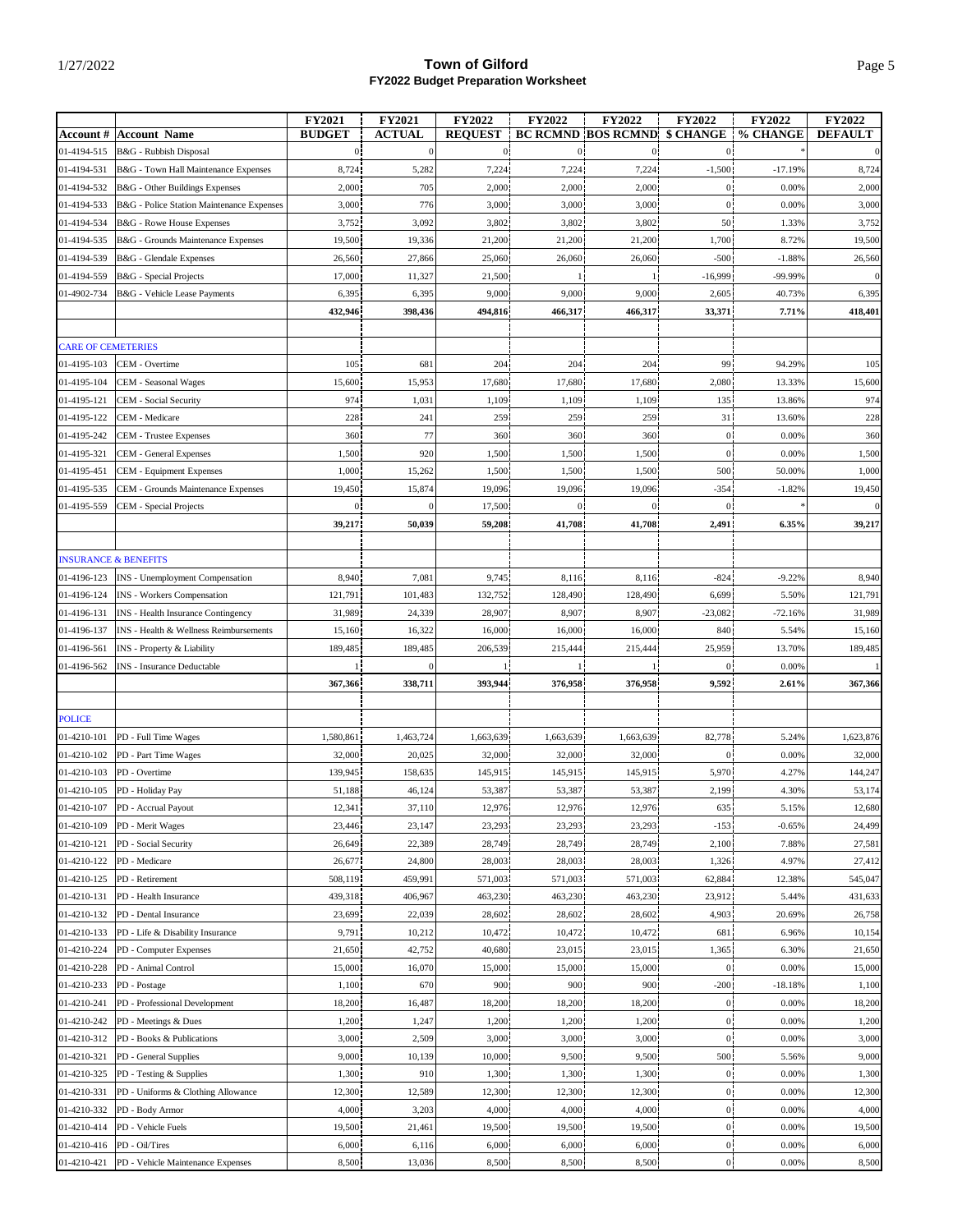# Town of Gilford
## FY2022 Budget Preparation Worksheet

| Account # | Account Name | FY2021 BUDGET | FY2021 ACTUAL | FY2022 REQUEST | FY2022 BC RCMND | FY2022 BOS RCMND | FY2022 $ CHANGE | FY2022 % CHANGE | FY2022 DEFAULT |
|---|---|---|---|---|---|---|---|---|---|
| 01-4194-515 | B&G - Rubbish Disposal | 0 | 0 | 0 | 0 | 0 | 0 | * | 0 |
| 01-4194-531 | B&G - Town Hall Maintenance Expenses | 8,724 | 5,282 | 7,224 | 7,224 | 7,224 | -1,500 | -17.19% | 8,724 |
| 01-4194-532 | B&G - Other Buildings Expenses | 2,000 | 705 | 2,000 | 2,000 | 2,000 | 0 | 0.00% | 2,000 |
| 01-4194-533 | B&G - Police Station Maintenance Expenses | 3,000 | 776 | 3,000 | 3,000 | 3,000 | 0 | 0.00% | 3,000 |
| 01-4194-534 | B&G - Rowe House Expenses | 3,752 | 3,092 | 3,802 | 3,802 | 3,802 | 50 | 1.33% | 3,752 |
| 01-4194-535 | B&G - Grounds Maintenance Expenses | 19,500 | 19,336 | 21,200 | 21,200 | 21,200 | 1,700 | 8.72% | 19,500 |
| 01-4194-539 | B&G - Glendale Expenses | 26,560 | 27,866 | 25,060 | 26,060 | 26,060 | -500 | -1.88% | 26,560 |
| 01-4194-559 | B&G - Special Projects | 17,000 | 11,327 | 21,500 | 1 | 1 | -16,999 | -99.99% | 0 |
| 01-4902-734 | B&G - Vehicle Lease Payments | 6,395 | 6,395 | 9,000 | 9,000 | 9,000 | 2,605 | 40.73% | 6,395 |
| | | **432,946** | **398,436** | **494,816** | **466,317** | **466,317** | **33,371** | **7.71%** | **418,401** |
| | | | | | | | | | |
| CARE OF CEMETERIES | | | | | | | | | |
| 01-4195-103 | CEM - Overtime | 105 | 681 | 204 | 204 | 204 | 99 | 94.29% | 105 |
| 01-4195-104 | CEM - Seasonal Wages | 15,600 | 15,953 | 17,680 | 17,680 | 17,680 | 2,080 | 13.33% | 15,600 |
| 01-4195-121 | CEM - Social Security | 974 | 1,031 | 1,109 | 1,109 | 1,109 | 135 | 13.86% | 974 |
| 01-4195-122 | CEM - Medicare | 228 | 241 | 259 | 259 | 259 | 31 | 13.60% | 228 |
| 01-4195-242 | CEM - Trustee Expenses | 360 | 77 | 360 | 360 | 360 | 0 | 0.00% | 360 |
| 01-4195-321 | CEM - General Expenses | 1,500 | 920 | 1,500 | 1,500 | 1,500 | 0 | 0.00% | 1,500 |
| 01-4195-451 | CEM - Equipment Expenses | 1,000 | 15,262 | 1,500 | 1,500 | 1,500 | 500 | 50.00% | 1,000 |
| 01-4195-535 | CEM - Grounds Maintenance Expenses | 19,450 | 15,874 | 19,096 | 19,096 | 19,096 | -354 | -1.82% | 19,450 |
| 01-4195-559 | CEM - Special Projects | 0 | 0 | 17,500 | 0 | 0 | 0 | * | 0 |
| | | **39,217** | **50,039** | **59,208** | **41,708** | **41,708** | **2,491** | **6.35%** | **39,217** |
| | | | | | | | | | |
| INSURANCE & BENEFITS | | | | | | | | | |
| 01-4196-123 | INS - Unemployment Compensation | 8,940 | 7,081 | 9,745 | 8,116 | 8,116 | -824 | -9.22% | 8,940 |
| 01-4196-124 | INS - Workers Compensation | 121,791 | 101,483 | 132,752 | 128,490 | 128,490 | 6,699 | 5.50% | 121,791 |
| 01-4196-131 | INS - Health Insurance Contingency | 31,989 | 24,339 | 28,907 | 8,907 | 8,907 | -23,082 | -72.16% | 31,989 |
| 01-4196-137 | INS - Health & Wellness Reimbursements | 15,160 | 16,322 | 16,000 | 16,000 | 16,000 | 840 | 5.54% | 15,160 |
| 01-4196-561 | INS - Property & Liability | 189,485 | 189,485 | 206,539 | 215,444 | 215,444 | 25,959 | 13.70% | 189,485 |
| 01-4196-562 | INS - Insurance Deductable | 1 | 0 | 1 | 1 | 1 | 0 | 0.00% | 1 |
| | | **367,366** | **338,711** | **393,944** | **376,958** | **376,958** | **9,592** | **2.61%** | **367,366** |
| | | | | | | | | | |
| POLICE | | | | | | | | | |
| 01-4210-101 | PD - Full Time Wages | 1,580,861 | 1,463,724 | 1,663,639 | 1,663,639 | 1,663,639 | 82,778 | 5.24% | 1,623,876 |
| 01-4210-102 | PD - Part Time Wages | 32,000 | 20,025 | 32,000 | 32,000 | 32,000 | 0 | 0.00% | 32,000 |
| 01-4210-103 | PD - Overtime | 139,945 | 158,635 | 145,915 | 145,915 | 145,915 | 5,970 | 4.27% | 144,247 |
| 01-4210-105 | PD - Holiday Pay | 51,188 | 46,124 | 53,387 | 53,387 | 53,387 | 2,199 | 4.30% | 53,174 |
| 01-4210-107 | PD - Accrual Payout | 12,341 | 37,110 | 12,976 | 12,976 | 12,976 | 635 | 5.15% | 12,680 |
| 01-4210-109 | PD - Merit Wages | 23,446 | 23,147 | 23,293 | 23,293 | 23,293 | -153 | -0.65% | 24,499 |
| 01-4210-121 | PD - Social Security | 26,649 | 22,389 | 28,749 | 28,749 | 28,749 | 2,100 | 7.88% | 27,581 |
| 01-4210-122 | PD - Medicare | 26,677 | 24,800 | 28,003 | 28,003 | 28,003 | 1,326 | 4.97% | 27,412 |
| 01-4210-125 | PD - Retirement | 508,119 | 459,991 | 571,003 | 571,003 | 571,003 | 62,884 | 12.38% | 545,047 |
| 01-4210-131 | PD - Health Insurance | 439,318 | 406,967 | 463,230 | 463,230 | 463,230 | 23,912 | 5.44% | 431,633 |
| 01-4210-132 | PD - Dental Insurance | 23,699 | 22,039 | 28,602 | 28,602 | 28,602 | 4,903 | 20.69% | 26,758 |
| 01-4210-133 | PD - Life & Disability Insurance | 9,791 | 10,212 | 10,472 | 10,472 | 10,472 | 681 | 6.96% | 10,154 |
| 01-4210-224 | PD - Computer Expenses | 21,650 | 42,752 | 40,680 | 23,015 | 23,015 | 1,365 | 6.30% | 21,650 |
| 01-4210-228 | PD - Animal Control | 15,000 | 16,070 | 15,000 | 15,000 | 15,000 | 0 | 0.00% | 15,000 |
| 01-4210-233 | PD - Postage | 1,100 | 670 | 900 | 900 | 900 | -200 | -18.18% | 1,100 |
| 01-4210-241 | PD - Professional Development | 18,200 | 16,487 | 18,200 | 18,200 | 18,200 | 0 | 0.00% | 18,200 |
| 01-4210-242 | PD - Meetings & Dues | 1,200 | 1,247 | 1,200 | 1,200 | 1,200 | 0 | 0.00% | 1,200 |
| 01-4210-312 | PD - Books & Publications | 3,000 | 2,509 | 3,000 | 3,000 | 3,000 | 0 | 0.00% | 3,000 |
| 01-4210-321 | PD - General Supplies | 9,000 | 10,139 | 10,000 | 9,500 | 9,500 | 500 | 5.56% | 9,000 |
| 01-4210-325 | PD - Testing & Supplies | 1,300 | 910 | 1,300 | 1,300 | 1,300 | 0 | 0.00% | 1,300 |
| 01-4210-331 | PD - Uniforms & Clothing Allowance | 12,300 | 12,589 | 12,300 | 12,300 | 12,300 | 0 | 0.00% | 12,300 |
| 01-4210-332 | PD - Body Armor | 4,000 | 3,203 | 4,000 | 4,000 | 4,000 | 0 | 0.00% | 4,000 |
| 01-4210-414 | PD - Vehicle Fuels | 19,500 | 21,461 | 19,500 | 19,500 | 19,500 | 0 | 0.00% | 19,500 |
| 01-4210-416 | PD - Oil/Tires | 6,000 | 6,116 | 6,000 | 6,000 | 6,000 | 0 | 0.00% | 6,000 |
| 01-4210-421 | PD - Vehicle Maintenance Expenses | 8,500 | 13,036 | 8,500 | 8,500 | 8,500 | 0 | 0.00% | 8,500 |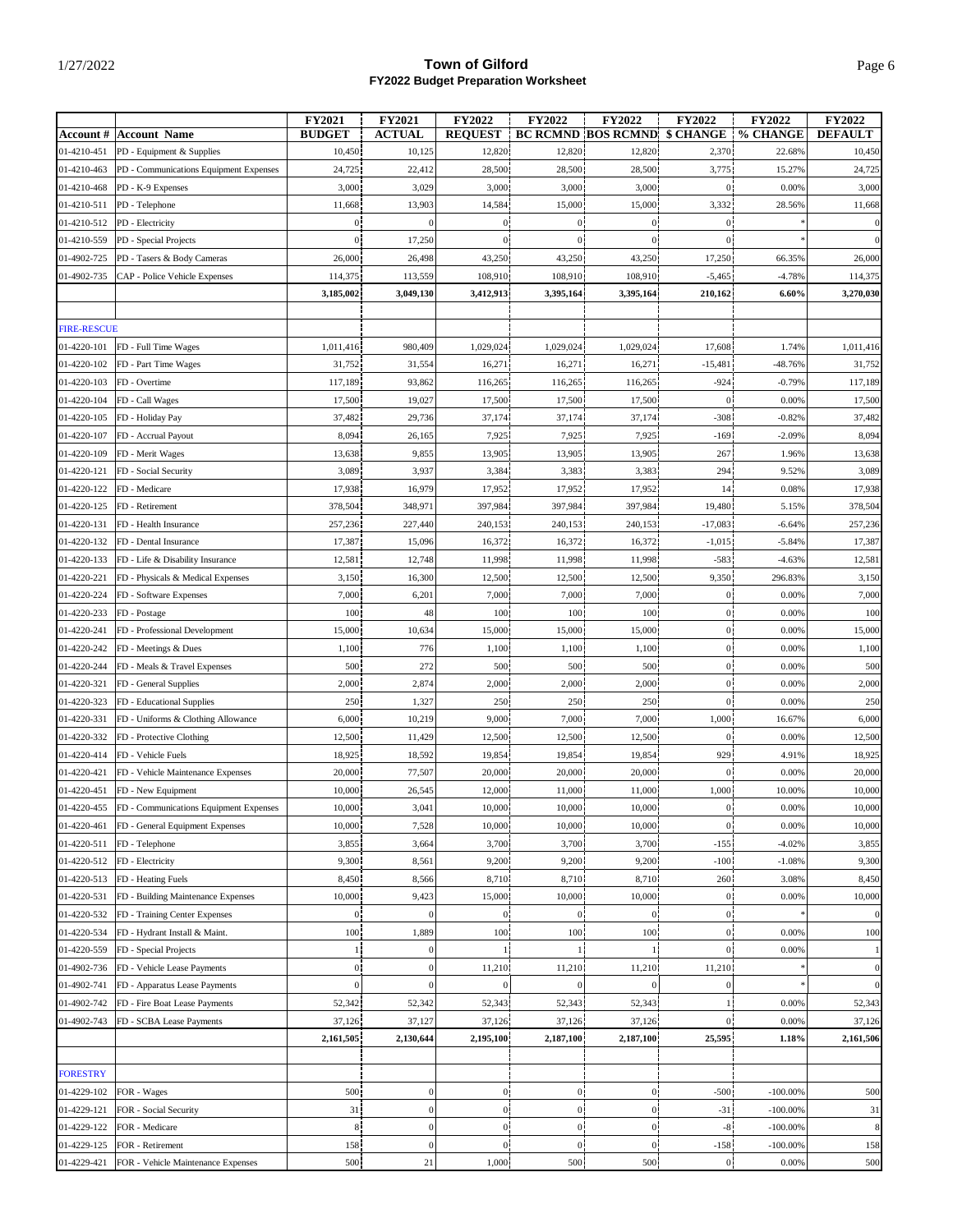# Town of Gilford
## FY2022 Budget Preparation Worksheet

| Account # | Account Name | FY2021 BUDGET | FY2021 ACTUAL | FY2022 REQUEST | FY2022 BC RCMND | FY2022 BOS RCMND | FY2022 $ CHANGE | FY2022 % CHANGE | FY2022 DEFAULT |
|---|---|---|---|---|---|---|---|---|---|
| 01-4210-451 | PD - Equipment & Supplies | 10,450 | 10,125 | 12,820 | 12,820 | 12,820 | 2,370 | 22.68% | 10,450 |
| 01-4210-463 | PD - Communications Equipment Expenses | 24,725 | 22,412 | 28,500 | 28,500 | 28,500 | 3,775 | 15.27% | 24,725 |
| 01-4210-468 | PD - K-9 Expenses | 3,000 | 3,029 | 3,000 | 3,000 | 3,000 | 0 | 0.00% | 3,000 |
| 01-4210-511 | PD - Telephone | 11,668 | 13,903 | 14,584 | 15,000 | 15,000 | 3,332 | 28.56% | 11,668 |
| 01-4210-512 | PD - Electricity | 0 | 0 | 0 | 0 | 0 | 0 | * | 0 |
| 01-4210-559 | PD - Special Projects | 0 | 17,250 | 0 | 0 | 0 | 0 | * | 0 |
| 01-4902-725 | PD - Tasers & Body Cameras | 26,000 | 26,498 | 43,250 | 43,250 | 43,250 | 17,250 | 66.35% | 26,000 |
| 01-4902-735 | CAP - Police Vehicle Expenses | 114,375 | 113,559 | 108,910 | 108,910 | 108,910 | -5,465 | -4.78% | 114,375 |
| | | **3,185,002** | **3,049,130** | **3,412,913** | **3,395,164** | **3,395,164** | **210,162** | **6.60%** | **3,270,030** |
| | | | | | | | | | |
| FIRE-RESCUE | | | | | | | | | |
| 01-4220-101 | FD - Full Time Wages | 1,011,416 | 980,409 | 1,029,024 | 1,029,024 | 1,029,024 | 17,608 | 1.74% | 1,011,416 |
| 01-4220-102 | FD - Part Time Wages | 31,752 | 31,554 | 16,271 | 16,271 | 16,271 | -15,481 | -48.76% | 31,752 |
| 01-4220-103 | FD - Overtime | 117,189 | 93,862 | 116,265 | 116,265 | 116,265 | -924 | -0.79% | 117,189 |
| 01-4220-104 | FD - Call Wages | 17,500 | 19,027 | 17,500 | 17,500 | 17,500 | 0 | 0.00% | 17,500 |
| 01-4220-105 | FD - Holiday Pay | 37,482 | 29,736 | 37,174 | 37,174 | 37,174 | -308 | -0.82% | 37,482 |
| 01-4220-107 | FD - Accrual Payout | 8,094 | 26,165 | 7,925 | 7,925 | 7,925 | -169 | -2.09% | 8,094 |
| 01-4220-109 | FD - Merit Wages | 13,638 | 9,855 | 13,905 | 13,905 | 13,905 | 267 | 1.96% | 13,638 |
| 01-4220-121 | FD - Social Security | 3,089 | 3,937 | 3,384 | 3,383 | 3,383 | 294 | 9.52% | 3,089 |
| 01-4220-122 | FD - Medicare | 17,938 | 16,979 | 17,952 | 17,952 | 17,952 | 14 | 0.08% | 17,938 |
| 01-4220-125 | FD - Retirement | 378,504 | 348,971 | 397,984 | 397,984 | 397,984 | 19,480 | 5.15% | 378,504 |
| 01-4220-131 | FD - Health Insurance | 257,236 | 227,440 | 240,153 | 240,153 | 240,153 | -17,083 | -6.64% | 257,236 |
| 01-4220-132 | FD - Dental Insurance | 17,387 | 15,096 | 16,372 | 16,372 | 16,372 | -1,015 | -5.84% | 17,387 |
| 01-4220-133 | FD - Life & Disability Insurance | 12,581 | 12,748 | 11,998 | 11,998 | 11,998 | -583 | -4.63% | 12,581 |
| 01-4220-221 | FD - Physicals & Medical Expenses | 3,150 | 16,300 | 12,500 | 12,500 | 12,500 | 9,350 | 296.83% | 3,150 |
| 01-4220-224 | FD - Software Expenses | 7,000 | 6,201 | 7,000 | 7,000 | 7,000 | 0 | 0.00% | 7,000 |
| 01-4220-233 | FD - Postage | 100 | 48 | 100 | 100 | 100 | 0 | 0.00% | 100 |
| 01-4220-241 | FD - Professional Development | 15,000 | 10,634 | 15,000 | 15,000 | 15,000 | 0 | 0.00% | 15,000 |
| 01-4220-242 | FD - Meetings & Dues | 1,100 | 776 | 1,100 | 1,100 | 1,100 | 0 | 0.00% | 1,100 |
| 01-4220-244 | FD - Meals & Travel Expenses | 500 | 272 | 500 | 500 | 500 | 0 | 0.00% | 500 |
| 01-4220-321 | FD - General Supplies | 2,000 | 2,874 | 2,000 | 2,000 | 2,000 | 0 | 0.00% | 2,000 |
| 01-4220-323 | FD - Educational Supplies | 250 | 1,327 | 250 | 250 | 250 | 0 | 0.00% | 250 |
| 01-4220-331 | FD - Uniforms & Clothing Allowance | 6,000 | 10,219 | 9,000 | 7,000 | 7,000 | 1,000 | 16.67% | 6,000 |
| 01-4220-332 | FD - Protective Clothing | 12,500 | 11,429 | 12,500 | 12,500 | 12,500 | 0 | 0.00% | 12,500 |
| 01-4220-414 | FD - Vehicle Fuels | 18,925 | 18,592 | 19,854 | 19,854 | 19,854 | 929 | 4.91% | 18,925 |
| 01-4220-421 | FD - Vehicle Maintenance Expenses | 20,000 | 77,507 | 20,000 | 20,000 | 20,000 | 0 | 0.00% | 20,000 |
| 01-4220-451 | FD - New Equipment | 10,000 | 26,545 | 12,000 | 11,000 | 11,000 | 1,000 | 10.00% | 10,000 |
| 01-4220-455 | FD - Communications Equipment Expenses | 10,000 | 3,041 | 10,000 | 10,000 | 10,000 | 0 | 0.00% | 10,000 |
| 01-4220-461 | FD - General Equipment Expenses | 10,000 | 7,528 | 10,000 | 10,000 | 10,000 | 0 | 0.00% | 10,000 |
| 01-4220-511 | FD - Telephone | 3,855 | 3,664 | 3,700 | 3,700 | 3,700 | -155 | -4.02% | 3,855 |
| 01-4220-512 | FD - Electricity | 9,300 | 8,561 | 9,200 | 9,200 | 9,200 | -100 | -1.08% | 9,300 |
| 01-4220-513 | FD - Heating Fuels | 8,450 | 8,566 | 8,710 | 8,710 | 8,710 | 260 | 3.08% | 8,450 |
| 01-4220-531 | FD - Building Maintenance Expenses | 10,000 | 9,423 | 15,000 | 10,000 | 10,000 | 0 | 0.00% | 10,000 |
| 01-4220-532 | FD - Training Center Expenses | 0 | 0 | 0 | 0 | 0 | 0 | * | 0 |
| 01-4220-534 | FD - Hydrant Install & Maint. | 100 | 1,889 | 100 | 100 | 100 | 0 | 0.00% | 100 |
| 01-4220-559 | FD - Special Projects | 1 | 0 | 1 | 1 | 1 | 0 | 0.00% | 1 |
| 01-4902-736 | FD - Vehicle Lease Payments | 0 | 0 | 11,210 | 11,210 | 11,210 | 11,210 | * | 0 |
| 01-4902-741 | FD - Apparatus Lease Payments | 0 | 0 | 0 | 0 | 0 | 0 | * | 0 |
| 01-4902-742 | FD - Fire Boat Lease Payments | 52,342 | 52,342 | 52,343 | 52,343 | 52,343 | 1 | 0.00% | 52,343 |
| 01-4902-743 | FD - SCBA Lease Payments | 37,126 | 37,127 | 37,126 | 37,126 | 37,126 | 0 | 0.00% | 37,126 |
| | | **2,161,505** | **2,130,644** | **2,195,100** | **2,187,100** | **2,187,100** | **25,595** | **1.18%** | **2,161,506** |
| | | | | | | | | | |
| FORESTRY | | | | | | | | | |
| 01-4229-102 | FOR - Wages | 500 | 0 | 0 | 0 | 0 | -500 | -100.00% | 500 |
| 01-4229-121 | FOR - Social Security | 31 | 0 | 0 | 0 | 0 | -31 | -100.00% | 31 |
| 01-4229-122 | FOR - Medicare | 8 | 0 | 0 | 0 | 0 | -8 | -100.00% | 8 |
| 01-4229-125 | FOR - Retirement | 158 | 0 | 0 | 0 | 0 | -158 | -100.00% | 158 |
| 01-4229-421 | FOR - Vehicle Maintenance Expenses | 500 | 21 | 1,000 | 500 | 500 | 0 | 0.00% | 500 |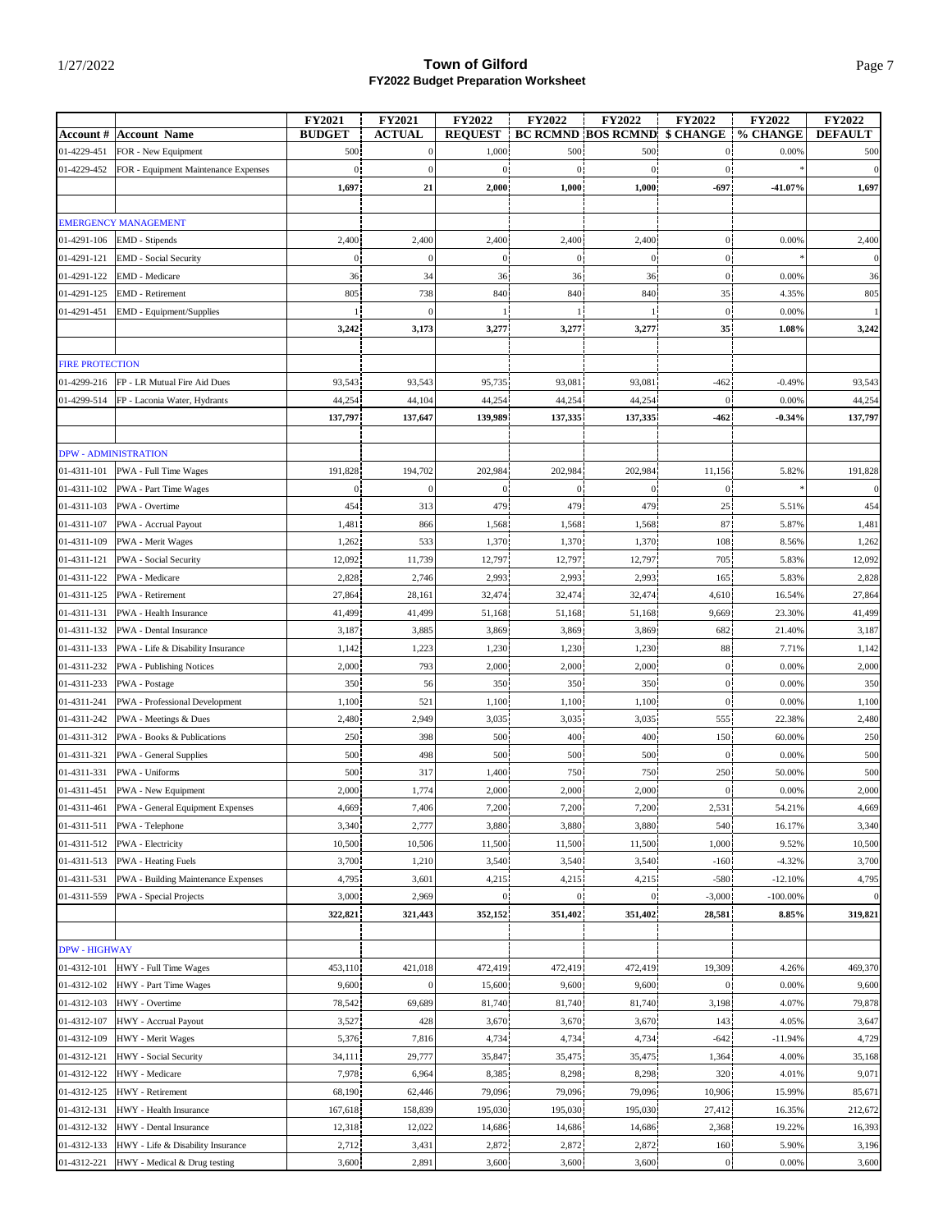# Town of Gilford
## FY2022 Budget Preparation Worksheet

1/27/2022

| Account # | Account Name | FY2021 BUDGET | FY2021 ACTUAL | FY2022 REQUEST | FY2022 BC RCMND | FY2022 BOS RCMND | FY2022 $ CHANGE | FY2022 % CHANGE | FY2022 DEFAULT |
|---|---|---|---|---|---|---|---|---|---|
| 01-4229-451 | FOR - New Equipment | 500 | 0 | 1,000 | 500 | 500 | 0 | 0.00% | 500 |
| 01-4229-452 | FOR - Equipment Maintenance Expenses | 0 | 0 | 0 | 0 | 0 | 0 | * | 0 |
| | | **1,697** | **21** | **2,000** | **1,000** | **1,000** | **-697** | **-41.07%** | **1,697** |
| | | | | | | | | | |
| | EMERGENCY MANAGEMENT | | | | | | | | |
| 01-4291-106 | EMD - Stipends | 2,400 | 2,400 | 2,400 | 2,400 | 2,400 | 0 | 0.00% | 2,400 |
| 01-4291-121 | EMD - Social Security | 0 | 0 | 0 | 0 | 0 | 0 | * | 0 |
| 01-4291-122 | EMD - Medicare | 36 | 34 | 36 | 36 | 36 | 0 | 0.00% | 36 |
| 01-4291-125 | EMD - Retirement | 805 | 738 | 840 | 840 | 840 | 35 | 4.35% | 805 |
| 01-4291-451 | EMD - Equipment/Supplies | 1 | 0 | 1 | 1 | 1 | 0 | 0.00% | 1 |
| | | **3,242** | **3,173** | **3,277** | **3,277** | **3,277** | **35** | **1.08%** | **3,242** |
| | | | | | | | | | |
| | FIRE PROTECTION | | | | | | | | |
| 01-4299-216 | FP - LR Mutual Fire Aid Dues | 93,543 | 93,543 | 95,735 | 93,081 | 93,081 | -462 | -0.49% | 93,543 |
| 01-4299-514 | FP - Laconia Water, Hydrants | 44,254 | 44,104 | 44,254 | 44,254 | 44,254 | 0 | 0.00% | 44,254 |
| | | **137,797** | **137,647** | **139,989** | **137,335** | **137,335** | **-462** | **-0.34%** | **137,797** |
| | | | | | | | | | |
| | DPW - ADMINISTRATION | | | | | | | | |
| 01-4311-101 | PWA - Full Time Wages | 191,828 | 194,702 | 202,984 | 202,984 | 202,984 | 11,156 | 5.82% | 191,828 |
| 01-4311-102 | PWA - Part Time Wages | 0 | 0 | 0 | 0 | 0 | 0 | * | 0 |
| 01-4311-103 | PWA - Overtime | 454 | 313 | 479 | 479 | 479 | 25 | 5.51% | 454 |
| 01-4311-107 | PWA - Accrual Payout | 1,481 | 866 | 1,568 | 1,568 | 1,568 | 87 | 5.87% | 1,481 |
| 01-4311-109 | PWA - Merit Wages | 1,262 | 533 | 1,370 | 1,370 | 1,370 | 108 | 8.56% | 1,262 |
| 01-4311-121 | PWA - Social Security | 12,092 | 11,739 | 12,797 | 12,797 | 12,797 | 705 | 5.83% | 12,092 |
| 01-4311-122 | PWA - Medicare | 2,828 | 2,746 | 2,993 | 2,993 | 2,993 | 165 | 5.83% | 2,828 |
| 01-4311-125 | PWA - Retirement | 27,864 | 28,161 | 32,474 | 32,474 | 32,474 | 4,610 | 16.54% | 27,864 |
| 01-4311-131 | PWA - Health Insurance | 41,499 | 41,499 | 51,168 | 51,168 | 51,168 | 9,669 | 23.30% | 41,499 |
| 01-4311-132 | PWA - Dental Insurance | 3,187 | 3,885 | 3,869 | 3,869 | 3,869 | 682 | 21.40% | 3,187 |
| 01-4311-133 | PWA - Life & Disability Insurance | 1,142 | 1,223 | 1,230 | 1,230 | 1,230 | 88 | 7.71% | 1,142 |
| 01-4311-232 | PWA - Publishing Notices | 2,000 | 793 | 2,000 | 2,000 | 2,000 | 0 | 0.00% | 2,000 |
| 01-4311-233 | PWA - Postage | 350 | 56 | 350 | 350 | 350 | 0 | 0.00% | 350 |
| 01-4311-241 | PWA - Professional Development | 1,100 | 521 | 1,100 | 1,100 | 1,100 | 0 | 0.00% | 1,100 |
| 01-4311-242 | PWA - Meetings & Dues | 2,480 | 2,949 | 3,035 | 3,035 | 3,035 | 555 | 22.38% | 2,480 |
| 01-4311-312 | PWA - Books & Publications | 250 | 398 | 500 | 400 | 400 | 150 | 60.00% | 250 |
| 01-4311-321 | PWA - General Supplies | 500 | 498 | 500 | 500 | 500 | 0 | 0.00% | 500 |
| 01-4311-331 | PWA - Uniforms | 500 | 317 | 1,400 | 750 | 750 | 250 | 50.00% | 500 |
| 01-4311-451 | PWA - New Equipment | 2,000 | 1,774 | 2,000 | 2,000 | 2,000 | 0 | 0.00% | 2,000 |
| 01-4311-461 | PWA - General Equipment Expenses | 4,669 | 7,406 | 7,200 | 7,200 | 7,200 | 2,531 | 54.21% | 4,669 |
| 01-4311-511 | PWA - Telephone | 3,340 | 2,777 | 3,880 | 3,880 | 3,880 | 540 | 16.17% | 3,340 |
| 01-4311-512 | PWA - Electricity | 10,500 | 10,506 | 11,500 | 11,500 | 11,500 | 1,000 | 9.52% | 10,500 |
| 01-4311-513 | PWA - Heating Fuels | 3,700 | 1,210 | 3,540 | 3,540 | 3,540 | -160 | -4.32% | 3,700 |
| 01-4311-531 | PWA - Building Maintenance Expenses | 4,795 | 3,601 | 4,215 | 4,215 | 4,215 | -580 | -12.10% | 4,795 |
| 01-4311-559 | PWA - Special Projects | 3,000 | 2,969 | 0 | 0 | 0 | -3,000 | -100.00% | 0 |
| | | **322,821** | **321,443** | **352,152** | **351,402** | **351,402** | **28,581** | **8.85%** | **319,821** |
| | | | | | | | | | |
| | DPW - HIGHWAY | | | | | | | | |
| 01-4312-101 | HWY - Full Time Wages | 453,110 | 421,018 | 472,419 | 472,419 | 472,419 | 19,309 | 4.26% | 469,370 |
| 01-4312-102 | HWY - Part Time Wages | 9,600 | 0 | 15,600 | 9,600 | 9,600 | 0 | 0.00% | 9,600 |
| 01-4312-103 | HWY - Overtime | 78,542 | 69,689 | 81,740 | 81,740 | 81,740 | 3,198 | 4.07% | 79,878 |
| 01-4312-107 | HWY - Accrual Payout | 3,527 | 428 | 3,670 | 3,670 | 3,670 | 143 | 4.05% | 3,647 |
| 01-4312-109 | HWY - Merit Wages | 5,376 | 7,816 | 4,734 | 4,734 | 4,734 | -642 | -11.94% | 4,729 |
| 01-4312-121 | HWY - Social Security | 34,111 | 29,777 | 35,847 | 35,475 | 35,475 | 1,364 | 4.00% | 35,168 |
| 01-4312-122 | HWY - Medicare | 7,978 | 6,964 | 8,385 | 8,298 | 8,298 | 320 | 4.01% | 9,071 |
| 01-4312-125 | HWY - Retirement | 68,190 | 62,446 | 79,096 | 79,096 | 79,096 | 10,906 | 15.99% | 85,671 |
| 01-4312-131 | HWY - Health Insurance | 167,618 | 158,839 | 195,030 | 195,030 | 195,030 | 27,412 | 16.35% | 212,672 |
| 01-4312-132 | HWY - Dental Insurance | 12,318 | 12,022 | 14,686 | 14,686 | 14,686 | 2,368 | 19.22% | 16,393 |
| 01-4312-133 | HWY - Life & Disability Insurance | 2,712 | 3,431 | 2,872 | 2,872 | 2,872 | 160 | 5.90% | 3,196 |
| 01-4312-221 | HWY - Medical & Drug testing | 3,600 | 2,891 | 3,600 | 3,600 | 3,600 | 0 | 0.00% | 3,600 |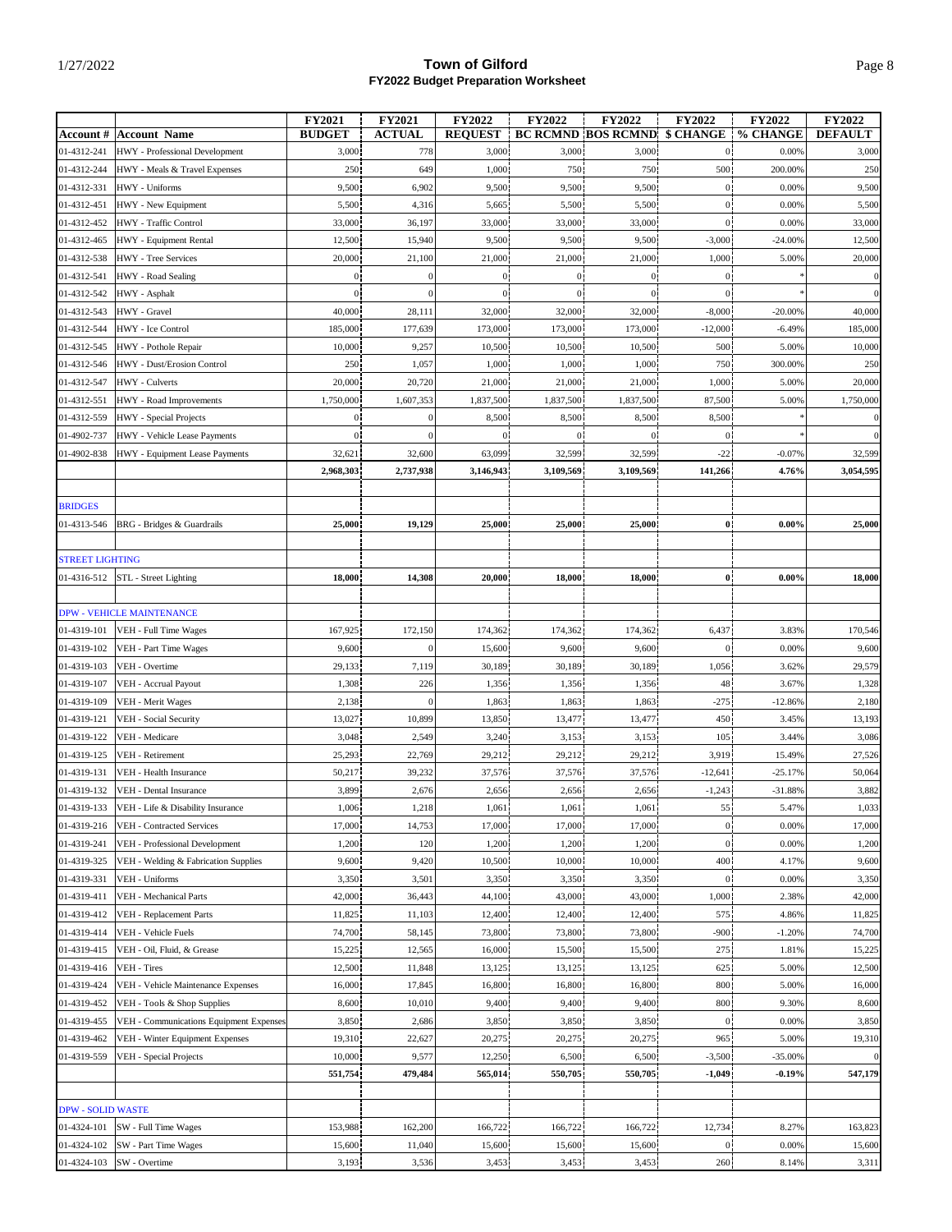# Town of Gilford

## FY2022 Budget Preparation Worksheet

| Account # | Account Name | FY2021 BUDGET | FY2021 ACTUAL | FY2022 REQUEST | FY2022 BC RCMND | FY2022 BOS RCMND | FY2022 $ CHANGE | FY2022 % CHANGE | FY2022 DEFAULT |
|---|---|---|---|---|---|---|---|---|---|
| 01-4312-241 | HWY - Professional Development | 3,000 | 778 | 3,000 | 3,000 | 3,000 | 0 | 0.00% | 3,000 |
| 01-4312-244 | HWY - Meals & Travel Expenses | 250 | 649 | 1,000 | 750 | 750 | 500 | 200.00% | 250 |
| 01-4312-331 | HWY - Uniforms | 9,500 | 6,902 | 9,500 | 9,500 | 9,500 | 0 | 0.00% | 9,500 |
| 01-4312-451 | HWY - New Equipment | 5,500 | 4,316 | 5,665 | 5,500 | 5,500 | 0 | 0.00% | 5,500 |
| 01-4312-452 | HWY - Traffic Control | 33,000 | 36,197 | 33,000 | 33,000 | 33,000 | 0 | 0.00% | 33,000 |
| 01-4312-465 | HWY - Equipment Rental | 12,500 | 15,940 | 9,500 | 9,500 | 9,500 | -3,000 | -24.00% | 12,500 |
| 01-4312-538 | HWY - Tree Services | 20,000 | 21,100 | 21,000 | 21,000 | 21,000 | 1,000 | 5.00% | 20,000 |
| 01-4312-541 | HWY - Road Sealing | 0 | 0 | 0 | 0 | 0 | 0 | * | 0 |
| 01-4312-542 | HWY - Asphalt | 0 | 0 | 0 | 0 | 0 | 0 | * | 0 |
| 01-4312-543 | HWY - Gravel | 40,000 | 28,111 | 32,000 | 32,000 | 32,000 | -8,000 | -20.00% | 40,000 |
| 01-4312-544 | HWY - Ice Control | 185,000 | 177,639 | 173,000 | 173,000 | 173,000 | -12,000 | -6.49% | 185,000 |
| 01-4312-545 | HWY - Pothole Repair | 10,000 | 9,257 | 10,500 | 10,500 | 10,500 | 500 | 5.00% | 10,000 |
| 01-4312-546 | HWY - Dust/Erosion Control | 250 | 1,057 | 1,000 | 1,000 | 1,000 | 750 | 300.00% | 250 |
| 01-4312-547 | HWY - Culverts | 20,000 | 20,720 | 21,000 | 21,000 | 21,000 | 1,000 | 5.00% | 20,000 |
| 01-4312-551 | HWY - Road Improvements | 1,750,000 | 1,607,353 | 1,837,500 | 1,837,500 | 1,837,500 | 87,500 | 5.00% | 1,750,000 |
| 01-4312-559 | HWY - Special Projects | 0 | 0 | 8,500 | 8,500 | 8,500 | 8,500 | * | 0 |
| 01-4902-737 | HWY - Vehicle Lease Payments | 0 | 0 | 0 | 0 | 0 | 0 | * | 0 |
| 01-4902-838 | HWY - Equipment Lease Payments | 32,621 | 32,600 | 63,099 | 32,599 | 32,599 | -22 | -0.07% | 32,599 |
| | | **2,968,303** | **2,737,938** | **3,146,943** | **3,109,569** | **3,109,569** | **141,266** | **4.76%** | **3,054,595** |
| | | | | | | | | | |
| BRIDGES | | | | | | | | | |
| 01-4313-546 | BRG - Bridges & Guardrails | **25,000** | **19,129** | **25,000** | **25,000** | **25,000** | **0** | **0.00%** | **25,000** |
| | | | | | | | | | |
| STREET LIGHTING | | | | | | | | | |
| 01-4316-512 | STL - Street Lighting | **18,000** | **14,308** | **20,000** | **18,000** | **18,000** | **0** | **0.00%** | **18,000** |
| | | | | | | | | | |
| DPW - VEHICLE MAINTENANCE | | | | | | | | | |
| 01-4319-101 | VEH - Full Time Wages | 167,925 | 172,150 | 174,362 | 174,362 | 174,362 | 6,437 | 3.83% | 170,546 |
| 01-4319-102 | VEH - Part Time Wages | 9,600 | 0 | 15,600 | 9,600 | 9,600 | 0 | 0.00% | 9,600 |
| 01-4319-103 | VEH - Overtime | 29,133 | 7,119 | 30,189 | 30,189 | 30,189 | 1,056 | 3.62% | 29,579 |
| 01-4319-107 | VEH - Accrual Payout | 1,308 | 226 | 1,356 | 1,356 | 1,356 | 48 | 3.67% | 1,328 |
| 01-4319-109 | VEH - Merit Wages | 2,138 | 0 | 1,863 | 1,863 | 1,863 | -275 | -12.86% | 2,180 |
| 01-4319-121 | VEH - Social Security | 13,027 | 10,899 | 13,850 | 13,477 | 13,477 | 450 | 3.45% | 13,193 |
| 01-4319-122 | VEH - Medicare | 3,048 | 2,549 | 3,240 | 3,153 | 3,153 | 105 | 3.44% | 3,086 |
| 01-4319-125 | VEH - Retirement | 25,293 | 22,769 | 29,212 | 29,212 | 29,212 | 3,919 | 15.49% | 27,526 |
| 01-4319-131 | VEH - Health Insurance | 50,217 | 39,232 | 37,576 | 37,576 | 37,576 | -12,641 | -25.17% | 50,064 |
| 01-4319-132 | VEH - Dental Insurance | 3,899 | 2,676 | 2,656 | 2,656 | 2,656 | -1,243 | -31.88% | 3,882 |
| 01-4319-133 | VEH - Life & Disability Insurance | 1,006 | 1,218 | 1,061 | 1,061 | 1,061 | 55 | 5.47% | 1,033 |
| 01-4319-216 | VEH - Contracted Services | 17,000 | 14,753 | 17,000 | 17,000 | 17,000 | 0 | 0.00% | 17,000 |
| 01-4319-241 | VEH - Professional Development | 1,200 | 120 | 1,200 | 1,200 | 1,200 | 0 | 0.00% | 1,200 |
| 01-4319-325 | VEH - Welding & Fabrication Supplies | 9,600 | 9,420 | 10,500 | 10,000 | 10,000 | 400 | 4.17% | 9,600 |
| 01-4319-331 | VEH - Uniforms | 3,350 | 3,501 | 3,350 | 3,350 | 3,350 | 0 | 0.00% | 3,350 |
| 01-4319-411 | VEH - Mechanical Parts | 42,000 | 36,443 | 44,100 | 43,000 | 43,000 | 1,000 | 2.38% | 42,000 |
| 01-4319-412 | VEH - Replacement Parts | 11,825 | 11,103 | 12,400 | 12,400 | 12,400 | 575 | 4.86% | 11,825 |
| 01-4319-414 | VEH - Vehicle Fuels | 74,700 | 58,145 | 73,800 | 73,800 | 73,800 | -900 | -1.20% | 74,700 |
| 01-4319-415 | VEH - Oil, Fluid, & Grease | 15,225 | 12,565 | 16,000 | 15,500 | 15,500 | 275 | 1.81% | 15,225 |
| 01-4319-416 | VEH - Tires | 12,500 | 11,848 | 13,125 | 13,125 | 13,125 | 625 | 5.00% | 12,500 |
| 01-4319-424 | VEH - Vehicle Maintenance Expenses | 16,000 | 17,845 | 16,800 | 16,800 | 16,800 | 800 | 5.00% | 16,000 |
| 01-4319-452 | VEH - Tools & Shop Supplies | 8,600 | 10,010 | 9,400 | 9,400 | 9,400 | 800 | 9.30% | 8,600 |
| 01-4319-455 | VEH - Communications Equipment Expenses | 3,850 | 2,686 | 3,850 | 3,850 | 3,850 | 0 | 0.00% | 3,850 |
| 01-4319-462 | VEH - Winter Equipment Expenses | 19,310 | 22,627 | 20,275 | 20,275 | 20,275 | 965 | 5.00% | 19,310 |
| 01-4319-559 | VEH - Special Projects | 10,000 | 9,577 | 12,250 | 6,500 | 6,500 | -3,500 | -35.00% | 0 |
| | | **551,754** | **479,484** | **565,014** | **550,705** | **550,705** | **-1,049** | **-0.19%** | **547,179** |
| | | | | | | | | | |
| DPW - SOLID WASTE | | | | | | | | | |
| 01-4324-101 | SW - Full Time Wages | 153,988 | 162,200 | 166,722 | 166,722 | 166,722 | 12,734 | 8.27% | 163,823 |
| 01-4324-102 | SW - Part Time Wages | 15,600 | 11,040 | 15,600 | 15,600 | 15,600 | 0 | 0.00% | 15,600 |
| 01-4324-103 | SW - Overtime | 3,193 | 3,536 | 3,453 | 3,453 | 3,453 | 260 | 8.14% | 3,311 |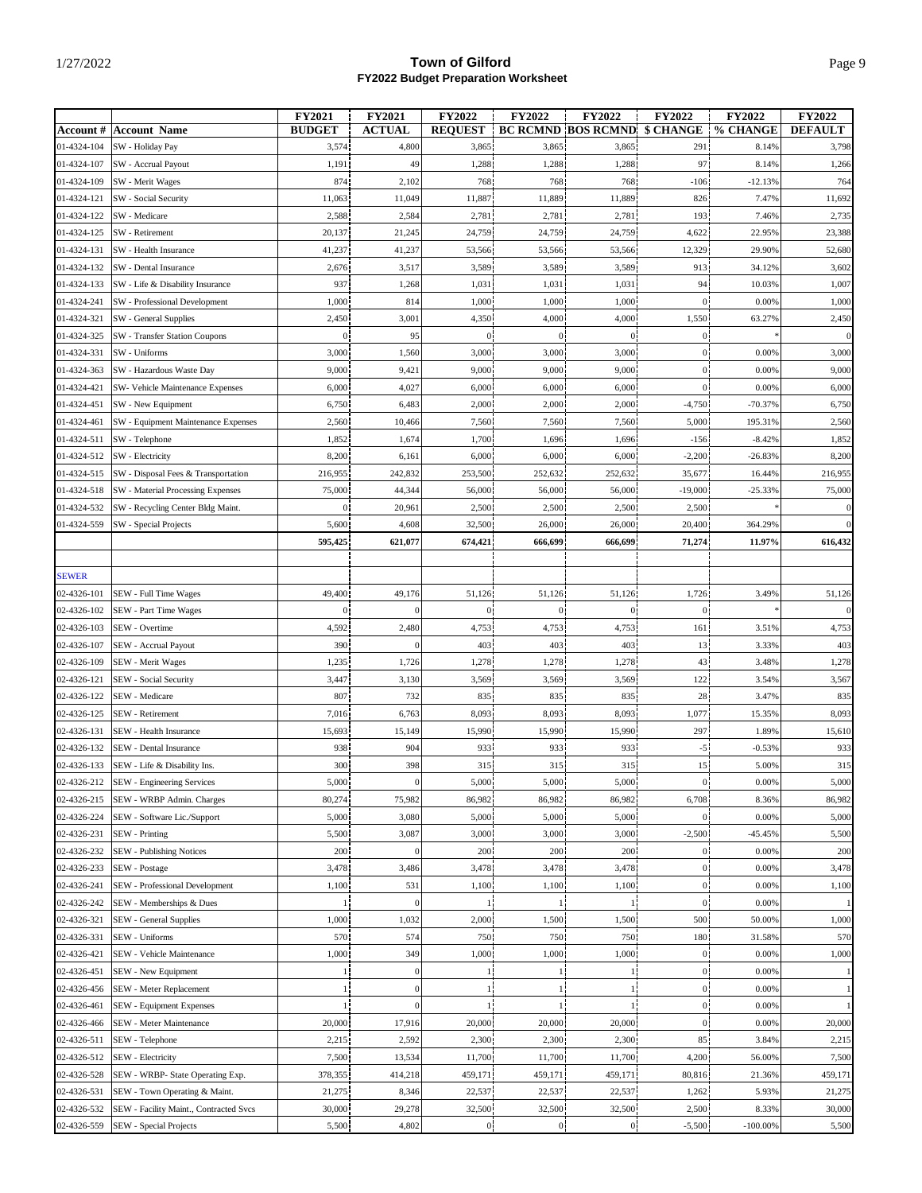## Town of Gilford
### FY2022 Budget Preparation Worksheet

| Account # | Account Name | FY2021 BUDGET | FY2021 ACTUAL | FY2022 REQUEST | FY2022 BC RCMND | FY2022 BOS RCMND | FY2022 $ CHANGE | FY2022 % CHANGE | FY2022 DEFAULT |
|---|---|---|---|---|---|---|---|---|---|
| 01-4324-104 | SW - Holiday Pay | 3,574 | 4,800 | 3,865 | 3,865 | 3,865 | 291 | 8.14% | 3,798 |
| 01-4324-107 | SW - Accrual Payout | 1,191 | 49 | 1,288 | 1,288 | 1,288 | 97 | 8.14% | 1,266 |
| 01-4324-109 | SW - Merit Wages | 874 | 2,102 | 768 | 768 | 768 | -106 | -12.13% | 764 |
| 01-4324-121 | SW - Social Security | 11,063 | 11,049 | 11,887 | 11,889 | 11,889 | 826 | 7.47% | 11,692 |
| 01-4324-122 | SW - Medicare | 2,588 | 2,584 | 2,781 | 2,781 | 2,781 | 193 | 7.46% | 2,735 |
| 01-4324-125 | SW - Retirement | 20,137 | 21,245 | 24,759 | 24,759 | 24,759 | 4,622 | 22.95% | 23,388 |
| 01-4324-131 | SW - Health Insurance | 41,237 | 41,237 | 53,566 | 53,566 | 53,566 | 12,329 | 29.90% | 52,680 |
| 01-4324-132 | SW - Dental Insurance | 2,676 | 3,517 | 3,589 | 3,589 | 3,589 | 913 | 34.12% | 3,602 |
| 01-4324-133 | SW - Life & Disability Insurance | 937 | 1,268 | 1,031 | 1,031 | 1,031 | 94 | 10.03% | 1,007 |
| 01-4324-241 | SW - Professional Development | 1,000 | 814 | 1,000 | 1,000 | 1,000 | 0 | 0.00% | 1,000 |
| 01-4324-321 | SW - General Supplies | 2,450 | 3,001 | 4,350 | 4,000 | 4,000 | 1,550 | 63.27% | 2,450 |
| 01-4324-325 | SW - Transfer Station Coupons | 0 | 95 | 0 | 0 | 0 | 0 | * | 0 |
| 01-4324-331 | SW - Uniforms | 3,000 | 1,560 | 3,000 | 3,000 | 3,000 | 0 | 0.00% | 3,000 |
| 01-4324-363 | SW - Hazardous Waste Day | 9,000 | 9,421 | 9,000 | 9,000 | 9,000 | 0 | 0.00% | 9,000 |
| 01-4324-421 | SW- Vehicle Maintenance Expenses | 6,000 | 4,027 | 6,000 | 6,000 | 6,000 | 0 | 0.00% | 6,000 |
| 01-4324-451 | SW - New Equipment | 6,750 | 6,483 | 2,000 | 2,000 | 2,000 | -4,750 | -70.37% | 6,750 |
| 01-4324-461 | SW - Equipment Maintenance Expenses | 2,560 | 10,466 | 7,560 | 7,560 | 7,560 | 5,000 | 195.31% | 2,560 |
| 01-4324-511 | SW - Telephone | 1,852 | 1,674 | 1,700 | 1,696 | 1,696 | -156 | -8.42% | 1,852 |
| 01-4324-512 | SW - Electricity | 8,200 | 6,161 | 6,000 | 6,000 | 6,000 | -2,200 | -26.83% | 8,200 |
| 01-4324-515 | SW - Disposal Fees & Transportation | 216,955 | 242,832 | 253,500 | 252,632 | 252,632 | 35,677 | 16.44% | 216,955 |
| 01-4324-518 | SW - Material Processing Expenses | 75,000 | 44,344 | 56,000 | 56,000 | 56,000 | -19,000 | -25.33% | 75,000 |
| 01-4324-532 | SW - Recycling Center Bldg Maint. | 0 | 20,961 | 2,500 | 2,500 | 2,500 | 2,500 | * | 0 |
| 01-4324-559 | SW - Special Projects | 5,600 | 4,608 | 32,500 | 26,000 | 26,000 | 20,400 | 364.29% | 0 |
| | | **595,425** | **621,077** | **674,421** | **666,699** | **666,699** | **71,274** | **11.97%** | **616,432** |
| | | | | | | | | | |
| SEWER | | | | | | | | | |
| 02-4326-101 | SEW - Full Time Wages | 49,400 | 49,176 | 51,126 | 51,126 | 51,126 | 1,726 | 3.49% | 51,126 |
| 02-4326-102 | SEW - Part Time Wages | 0 | 0 | 0 | 0 | 0 | 0 | * | 0 |
| 02-4326-103 | SEW - Overtime | 4,592 | 2,480 | 4,753 | 4,753 | 4,753 | 161 | 3.51% | 4,753 |
| 02-4326-107 | SEW - Accrual Payout | 390 | 0 | 403 | 403 | 403 | 13 | 3.33% | 403 |
| 02-4326-109 | SEW - Merit Wages | 1,235 | 1,726 | 1,278 | 1,278 | 1,278 | 43 | 3.48% | 1,278 |
| 02-4326-121 | SEW - Social Security | 3,447 | 3,130 | 3,569 | 3,569 | 3,569 | 122 | 3.54% | 3,567 |
| 02-4326-122 | SEW - Medicare | 807 | 732 | 835 | 835 | 835 | 28 | 3.47% | 835 |
| 02-4326-125 | SEW - Retirement | 7,016 | 6,763 | 8,093 | 8,093 | 8,093 | 1,077 | 15.35% | 8,093 |
| 02-4326-131 | SEW - Health Insurance | 15,693 | 15,149 | 15,990 | 15,990 | 15,990 | 297 | 1.89% | 15,610 |
| 02-4326-132 | SEW - Dental Insurance | 938 | 904 | 933 | 933 | 933 | -5 | -0.53% | 933 |
| 02-4326-133 | SEW - Life & Disability Ins. | 300 | 398 | 315 | 315 | 315 | 15 | 5.00% | 315 |
| 02-4326-212 | SEW - Engineering Services | 5,000 | 0 | 5,000 | 5,000 | 5,000 | 0 | 0.00% | 5,000 |
| 02-4326-215 | SEW - WRBP Admin. Charges | 80,274 | 75,982 | 86,982 | 86,982 | 86,982 | 6,708 | 8.36% | 86,982 |
| 02-4326-224 | SEW - Software Lic./Support | 5,000 | 3,080 | 5,000 | 5,000 | 5,000 | 0 | 0.00% | 5,000 |
| 02-4326-231 | SEW - Printing | 5,500 | 3,087 | 3,000 | 3,000 | 3,000 | -2,500 | -45.45% | 5,500 |
| 02-4326-232 | SEW - Publishing Notices | 200 | 0 | 200 | 200 | 200 | 0 | 0.00% | 200 |
| 02-4326-233 | SEW - Postage | 3,478 | 3,486 | 3,478 | 3,478 | 3,478 | 0 | 0.00% | 3,478 |
| 02-4326-241 | SEW - Professional Development | 1,100 | 531 | 1,100 | 1,100 | 1,100 | 0 | 0.00% | 1,100 |
| 02-4326-242 | SEW - Memberships & Dues | 1 | 0 | 1 | 1 | 1 | 0 | 0.00% | 1 |
| 02-4326-321 | SEW - General Supplies | 1,000 | 1,032 | 2,000 | 1,500 | 1,500 | 500 | 50.00% | 1,000 |
| 02-4326-331 | SEW - Uniforms | 570 | 574 | 750 | 750 | 750 | 180 | 31.58% | 570 |
| 02-4326-421 | SEW - Vehicle Maintenance | 1,000 | 349 | 1,000 | 1,000 | 1,000 | 0 | 0.00% | 1,000 |
| 02-4326-451 | SEW - New Equipment | 1 | 0 | 1 | 1 | 1 | 0 | 0.00% | 1 |
| 02-4326-456 | SEW - Meter Replacement | 1 | 0 | 1 | 1 | 1 | 0 | 0.00% | 1 |
| 02-4326-461 | SEW - Equipment Expenses | 1 | 0 | 1 | 1 | 1 | 0 | 0.00% | 1 |
| 02-4326-466 | SEW - Meter Maintenance | 20,000 | 17,916 | 20,000 | 20,000 | 20,000 | 0 | 0.00% | 20,000 |
| 02-4326-511 | SEW - Telephone | 2,215 | 2,592 | 2,300 | 2,300 | 2,300 | 85 | 3.84% | 2,215 |
| 02-4326-512 | SEW - Electricity | 7,500 | 13,534 | 11,700 | 11,700 | 11,700 | 4,200 | 56.00% | 7,500 |
| 02-4326-528 | SEW - WRBP- State Operating Exp. | 378,355 | 414,218 | 459,171 | 459,171 | 459,171 | 80,816 | 21.36% | 459,171 |
| 02-4326-531 | SEW - Town Operating & Maint. | 21,275 | 8,346 | 22,537 | 22,537 | 22,537 | 1,262 | 5.93% | 21,275 |
| 02-4326-532 | SEW - Facility Maint., Contracted Svcs | 30,000 | 29,278 | 32,500 | 32,500 | 32,500 | 2,500 | 8.33% | 30,000 |
| 02-4326-559 | SEW - Special Projects | 5,500 | 4,802 | 0 | 0 | 0 | -5,500 | -100.00% | 5,500 |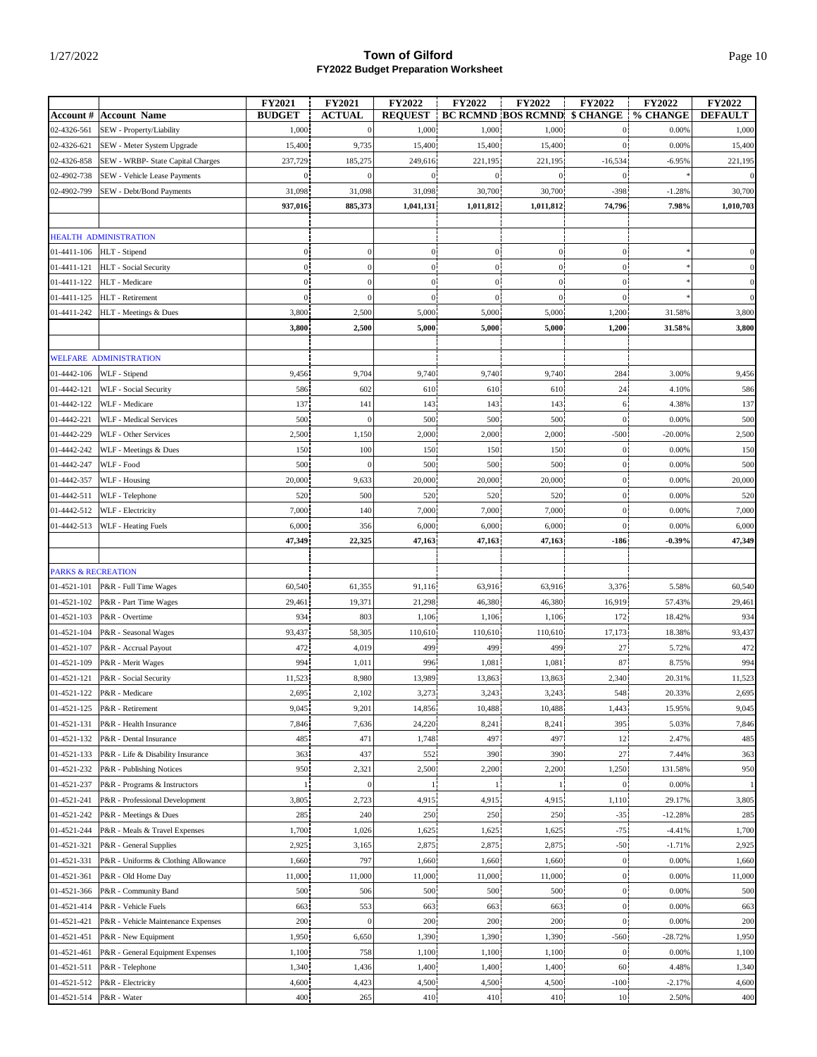# Town of Gilford
## FY2022 Budget Preparation Worksheet

1/27/2022

| Account # | Account Name | FY2021 BUDGET | FY2021 ACTUAL | FY2022 REQUEST | FY2022 BC RCMND | FY2022 BOS RCMND | FY2022 $ CHANGE | FY2022 % CHANGE | FY2022 DEFAULT |
|---|---|---|---|---|---|---|---|---|---|
| 02-4326-561 | SEW - Property/Liability | 1,000 | 0 | 1,000 | 1,000 | 1,000 | 0 | 0.00% | 1,000 |
| 02-4326-621 | SEW - Meter System Upgrade | 15,400 | 9,735 | 15,400 | 15,400 | 15,400 | 0 | 0.00% | 15,400 |
| 02-4326-858 | SEW - WRBP- State Capital Charges | 237,729 | 185,275 | 249,616 | 221,195 | 221,195 | -16,534 | -6.95% | 221,195 |
| 02-4902-738 | SEW - Vehicle Lease Payments | 0 | 0 | 0 | 0 | 0 | 0 | * | 0 |
| 02-4902-799 | SEW - Debt/Bond Payments | 31,098 | 31,098 | 31,098 | 30,700 | 30,700 | -398 | -1.28% | 30,700 |
| | | **937,016** | **885,373** | **1,041,131** | **1,011,812** | **1,011,812** | **74,796** | **7.98%** | **1,010,703** |
| | | | | | | | | | |
| HEALTH ADMINISTRATION | | | | | | | | | |
| 01-4411-106 | HLT - Stipend | 0 | 0 | 0 | 0 | 0 | 0 | * | 0 |
| 01-4411-121 | HLT - Social Security | 0 | 0 | 0 | 0 | 0 | 0 | * | 0 |
| 01-4411-122 | HLT - Medicare | 0 | 0 | 0 | 0 | 0 | 0 | * | 0 |
| 01-4411-125 | HLT - Retirement | 0 | 0 | 0 | 0 | 0 | 0 | * | 0 |
| 01-4411-242 | HLT - Meetings & Dues | 3,800 | 2,500 | 5,000 | 5,000 | 5,000 | 1,200 | 31.58% | 3,800 |
| | | **3,800** | **2,500** | **5,000** | **5,000** | **5,000** | **1,200** | **31.58%** | **3,800** |
| | | | | | | | | | |
| WELFARE ADMINISTRATION | | | | | | | | | |
| 01-4442-106 | WLF - Stipend | 9,456 | 9,704 | 9,740 | 9,740 | 9,740 | 284 | 3.00% | 9,456 |
| 01-4442-121 | WLF - Social Security | 586 | 602 | 610 | 610 | 610 | 24 | 4.10% | 586 |
| 01-4442-122 | WLF - Medicare | 137 | 141 | 143 | 143 | 143 | 6 | 4.38% | 137 |
| 01-4442-221 | WLF - Medical Services | 500 | 0 | 500 | 500 | 500 | 0 | 0.00% | 500 |
| 01-4442-229 | WLF - Other Services | 2,500 | 1,150 | 2,000 | 2,000 | 2,000 | -500 | -20.00% | 2,500 |
| 01-4442-242 | WLF - Meetings & Dues | 150 | 100 | 150 | 150 | 150 | 0 | 0.00% | 150 |
| 01-4442-247 | WLF - Food | 500 | 0 | 500 | 500 | 500 | 0 | 0.00% | 500 |
| 01-4442-357 | WLF - Housing | 20,000 | 9,633 | 20,000 | 20,000 | 20,000 | 0 | 0.00% | 20,000 |
| 01-4442-511 | WLF - Telephone | 520 | 500 | 520 | 520 | 520 | 0 | 0.00% | 520 |
| 01-4442-512 | WLF - Electricity | 7,000 | 140 | 7,000 | 7,000 | 7,000 | 0 | 0.00% | 7,000 |
| 01-4442-513 | WLF - Heating Fuels | 6,000 | 356 | 6,000 | 6,000 | 6,000 | 0 | 0.00% | 6,000 |
| | | **47,349** | **22,325** | **47,163** | **47,163** | **47,163** | **-186** | **-0.39%** | **47,349** |
| | | | | | | | | | |
| PARKS & RECREATION | | | | | | | | | |
| 01-4521-101 | P&R - Full Time Wages | 60,540 | 61,355 | 91,116 | 63,916 | 63,916 | 3,376 | 5.58% | 60,540 |
| 01-4521-102 | P&R - Part Time Wages | 29,461 | 19,371 | 21,298 | 46,380 | 46,380 | 16,919 | 57.43% | 29,461 |
| 01-4521-103 | P&R - Overtime | 934 | 803 | 1,106 | 1,106 | 1,106 | 172 | 18.42% | 934 |
| 01-4521-104 | P&R - Seasonal Wages | 93,437 | 58,305 | 110,610 | 110,610 | 110,610 | 17,173 | 18.38% | 93,437 |
| 01-4521-107 | P&R - Accrual Payout | 472 | 4,019 | 499 | 499 | 499 | 27 | 5.72% | 472 |
| 01-4521-109 | P&R - Merit Wages | 994 | 1,011 | 996 | 1,081 | 1,081 | 87 | 8.75% | 994 |
| 01-4521-121 | P&R - Social Security | 11,523 | 8,980 | 13,989 | 13,863 | 13,863 | 2,340 | 20.31% | 11,523 |
| 01-4521-122 | P&R - Medicare | 2,695 | 2,102 | 3,273 | 3,243 | 3,243 | 548 | 20.33% | 2,695 |
| 01-4521-125 | P&R - Retirement | 9,045 | 9,201 | 14,856 | 10,488 | 10,488 | 1,443 | 15.95% | 9,045 |
| 01-4521-131 | P&R - Health Insurance | 7,846 | 7,636 | 24,220 | 8,241 | 8,241 | 395 | 5.03% | 7,846 |
| 01-4521-132 | P&R - Dental Insurance | 485 | 471 | 1,748 | 497 | 497 | 12 | 2.47% | 485 |
| 01-4521-133 | P&R - Life & Disability Insurance | 363 | 437 | 552 | 390 | 390 | 27 | 7.44% | 363 |
| 01-4521-232 | P&R - Publishing Notices | 950 | 2,321 | 2,500 | 2,200 | 2,200 | 1,250 | 131.58% | 950 |
| 01-4521-237 | P&R - Programs & Instructors | 1 | 0 | 1 | 1 | 1 | 0 | 0.00% | 1 |
| 01-4521-241 | P&R - Professional Development | 3,805 | 2,723 | 4,915 | 4,915 | 4,915 | 1,110 | 29.17% | 3,805 |
| 01-4521-242 | P&R - Meetings & Dues | 285 | 240 | 250 | 250 | 250 | -35 | -12.28% | 285 |
| 01-4521-244 | P&R - Meals & Travel Expenses | 1,700 | 1,026 | 1,625 | 1,625 | 1,625 | -75 | -4.41% | 1,700 |
| 01-4521-321 | P&R - General Supplies | 2,925 | 3,165 | 2,875 | 2,875 | 2,875 | -50 | -1.71% | 2,925 |
| 01-4521-331 | P&R - Uniforms & Clothing Allowance | 1,660 | 797 | 1,660 | 1,660 | 1,660 | 0 | 0.00% | 1,660 |
| 01-4521-361 | P&R - Old Home Day | 11,000 | 11,000 | 11,000 | 11,000 | 11,000 | 0 | 0.00% | 11,000 |
| 01-4521-366 | P&R - Community Band | 500 | 506 | 500 | 500 | 500 | 0 | 0.00% | 500 |
| 01-4521-414 | P&R - Vehicle Fuels | 663 | 553 | 663 | 663 | 663 | 0 | 0.00% | 663 |
| 01-4521-421 | P&R - Vehicle Maintenance Expenses | 200 | 0 | 200 | 200 | 200 | 0 | 0.00% | 200 |
| 01-4521-451 | P&R - New Equipment | 1,950 | 6,650 | 1,390 | 1,390 | 1,390 | -560 | -28.72% | 1,950 |
| 01-4521-461 | P&R - General Equipment Expenses | 1,100 | 758 | 1,100 | 1,100 | 1,100 | 0 | 0.00% | 1,100 |
| 01-4521-511 | P&R - Telephone | 1,340 | 1,436 | 1,400 | 1,400 | 1,400 | 60 | 4.48% | 1,340 |
| 01-4521-512 | P&R - Electricity | 4,600 | 4,423 | 4,500 | 4,500 | 4,500 | -100 | -2.17% | 4,600 |
| 01-4521-514 | P&R - Water | 400 | 265 | 410 | 410 | 410 | 10 | 2.50% | 400 |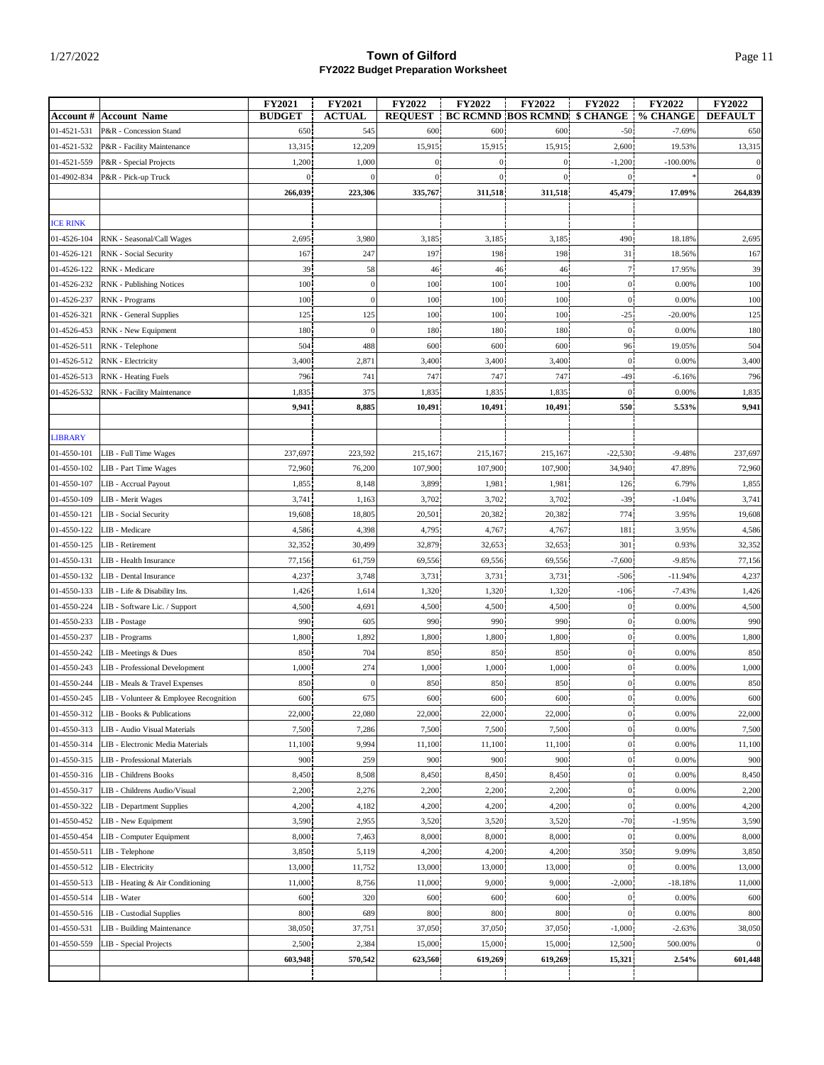# Town of Gilford
## FY2022 Budget Preparation Worksheet

| Account # | Account Name | FY2021 BUDGET | FY2021 ACTUAL | FY2022 REQUEST | FY2022 BC RCMND | FY2022 BOS RCMND | FY2022 $ CHANGE | FY2022 % CHANGE | FY2022 DEFAULT |
|---|---|---|---|---|---|---|---|---|---|
| 01-4521-531 | P&R - Concession Stand | 650 | 545 | 600 | 600 | 600 | -50 | -7.69% | 650 |
| 01-4521-532 | P&R - Facility Maintenance | 13,315 | 12,209 | 15,915 | 15,915 | 15,915 | 2,600 | 19.53% | 13,315 |
| 01-4521-559 | P&R - Special Projects | 1,200 | 1,000 | 0 | 0 | 0 | -1,200 | -100.00% | 0 |
| 01-4902-834 | P&R - Pick-up Truck | 0 | 0 | 0 | 0 | 0 | 0 | * | 0 |
| | | **266,039** | **223,306** | **335,767** | **311,518** | **311,518** | **45,479** | **17.09%** | **264,839** |
| | | | | | | | | | |
| ICE RINK | | | | | | | | | |
| 01-4526-104 | RNK - Seasonal/Call Wages | 2,695 | 3,980 | 3,185 | 3,185 | 3,185 | 490 | 18.18% | 2,695 |
| 01-4526-121 | RNK - Social Security | 167 | 247 | 197 | 198 | 198 | 31 | 18.56% | 167 |
| 01-4526-122 | RNK - Medicare | 39 | 58 | 46 | 46 | 46 | 7 | 17.95% | 39 |
| 01-4526-232 | RNK - Publishing Notices | 100 | 0 | 100 | 100 | 100 | 0 | 0.00% | 100 |
| 01-4526-237 | RNK - Programs | 100 | 0 | 100 | 100 | 100 | 0 | 0.00% | 100 |
| 01-4526-321 | RNK - General Supplies | 125 | 125 | 100 | 100 | 100 | -25 | -20.00% | 125 |
| 01-4526-453 | RNK - New Equipment | 180 | 0 | 180 | 180 | 180 | 0 | 0.00% | 180 |
| 01-4526-511 | RNK - Telephone | 504 | 488 | 600 | 600 | 600 | 96 | 19.05% | 504 |
| 01-4526-512 | RNK - Electricity | 3,400 | 2,871 | 3,400 | 3,400 | 3,400 | 0 | 0.00% | 3,400 |
| 01-4526-513 | RNK - Heating Fuels | 796 | 741 | 747 | 747 | 747 | -49 | -6.16% | 796 |
| 01-4526-532 | RNK - Facility Maintenance | 1,835 | 375 | 1,835 | 1,835 | 1,835 | 0 | 0.00% | 1,835 |
| | | **9,941** | **8,885** | **10,491** | **10,491** | **10,491** | **550** | **5.53%** | **9,941** |
| | | | | | | | | | |
| LIBRARY | | | | | | | | | |
| 01-4550-101 | LIB - Full Time Wages | 237,697 | 223,592 | 215,167 | 215,167 | 215,167 | -22,530 | -9.48% | 237,697 |
| 01-4550-102 | LIB - Part Time Wages | 72,960 | 76,200 | 107,900 | 107,900 | 107,900 | 34,940 | 47.89% | 72,960 |
| 01-4550-107 | LIB - Accrual Payout | 1,855 | 8,148 | 3,899 | 1,981 | 1,981 | 126 | 6.79% | 1,855 |
| 01-4550-109 | LIB - Merit Wages | 3,741 | 1,163 | 3,702 | 3,702 | 3,702 | -39 | -1.04% | 3,741 |
| 01-4550-121 | LIB - Social Security | 19,608 | 18,805 | 20,501 | 20,382 | 20,382 | 774 | 3.95% | 19,608 |
| 01-4550-122 | LIB - Medicare | 4,586 | 4,398 | 4,795 | 4,767 | 4,767 | 181 | 3.95% | 4,586 |
| 01-4550-125 | LIB - Retirement | 32,352 | 30,499 | 32,879 | 32,653 | 32,653 | 301 | 0.93% | 32,352 |
| 01-4550-131 | LIB - Health Insurance | 77,156 | 61,759 | 69,556 | 69,556 | 69,556 | -7,600 | -9.85% | 77,156 |
| 01-4550-132 | LIB - Dental Insurance | 4,237 | 3,748 | 3,731 | 3,731 | 3,731 | -506 | -11.94% | 4,237 |
| 01-4550-133 | LIB - Life & Disability Ins. | 1,426 | 1,614 | 1,320 | 1,320 | 1,320 | -106 | -7.43% | 1,426 |
| 01-4550-224 | LIB - Software Lic. / Support | 4,500 | 4,691 | 4,500 | 4,500 | 4,500 | 0 | 0.00% | 4,500 |
| 01-4550-233 | LIB - Postage | 990 | 605 | 990 | 990 | 990 | 0 | 0.00% | 990 |
| 01-4550-237 | LIB - Programs | 1,800 | 1,892 | 1,800 | 1,800 | 1,800 | 0 | 0.00% | 1,800 |
| 01-4550-242 | LIB - Meetings & Dues | 850 | 704 | 850 | 850 | 850 | 0 | 0.00% | 850 |
| 01-4550-243 | LIB - Professional Development | 1,000 | 274 | 1,000 | 1,000 | 1,000 | 0 | 0.00% | 1,000 |
| 01-4550-244 | LIB - Meals & Travel Expenses | 850 | 0 | 850 | 850 | 850 | 0 | 0.00% | 850 |
| 01-4550-245 | LIB - Volunteer & Employee Recognition | 600 | 675 | 600 | 600 | 600 | 0 | 0.00% | 600 |
| 01-4550-312 | LIB - Books & Publications | 22,000 | 22,080 | 22,000 | 22,000 | 22,000 | 0 | 0.00% | 22,000 |
| 01-4550-313 | LIB - Audio Visual Materials | 7,500 | 7,286 | 7,500 | 7,500 | 7,500 | 0 | 0.00% | 7,500 |
| 01-4550-314 | LIB - Electronic Media Materials | 11,100 | 9,994 | 11,100 | 11,100 | 11,100 | 0 | 0.00% | 11,100 |
| 01-4550-315 | LIB - Professional Materials | 900 | 259 | 900 | 900 | 900 | 0 | 0.00% | 900 |
| 01-4550-316 | LIB - Childrens Books | 8,450 | 8,508 | 8,450 | 8,450 | 8,450 | 0 | 0.00% | 8,450 |
| 01-4550-317 | LIB - Childrens Audio/Visual | 2,200 | 2,276 | 2,200 | 2,200 | 2,200 | 0 | 0.00% | 2,200 |
| 01-4550-322 | LIB - Department Supplies | 4,200 | 4,182 | 4,200 | 4,200 | 4,200 | 0 | 0.00% | 4,200 |
| 01-4550-452 | LIB - New Equipment | 3,590 | 2,955 | 3,520 | 3,520 | 3,520 | -70 | -1.95% | 3,590 |
| 01-4550-454 | LIB - Computer Equipment | 8,000 | 7,463 | 8,000 | 8,000 | 8,000 | 0 | 0.00% | 8,000 |
| 01-4550-511 | LIB - Telephone | 3,850 | 5,119 | 4,200 | 4,200 | 4,200 | 350 | 9.09% | 3,850 |
| 01-4550-512 | LIB - Electricity | 13,000 | 11,752 | 13,000 | 13,000 | 13,000 | 0 | 0.00% | 13,000 |
| 01-4550-513 | LIB - Heating & Air Conditioning | 11,000 | 8,756 | 11,000 | 9,000 | 9,000 | -2,000 | -18.18% | 11,000 |
| 01-4550-514 | LIB - Water | 600 | 320 | 600 | 600 | 600 | 0 | 0.00% | 600 |
| 01-4550-516 | LIB - Custodial Supplies | 800 | 689 | 800 | 800 | 800 | 0 | 0.00% | 800 |
| 01-4550-531 | LIB - Building Maintenance | 38,050 | 37,751 | 37,050 | 37,050 | 37,050 | -1,000 | -2.63% | 38,050 |
| 01-4550-559 | LIB - Special Projects | 2,500 | 2,384 | 15,000 | 15,000 | 15,000 | 12,500 | 500.00% | 0 |
| | | **603,948** | **570,542** | **623,560** | **619,269** | **619,269** | **15,321** | **2.54%** | **601,448** |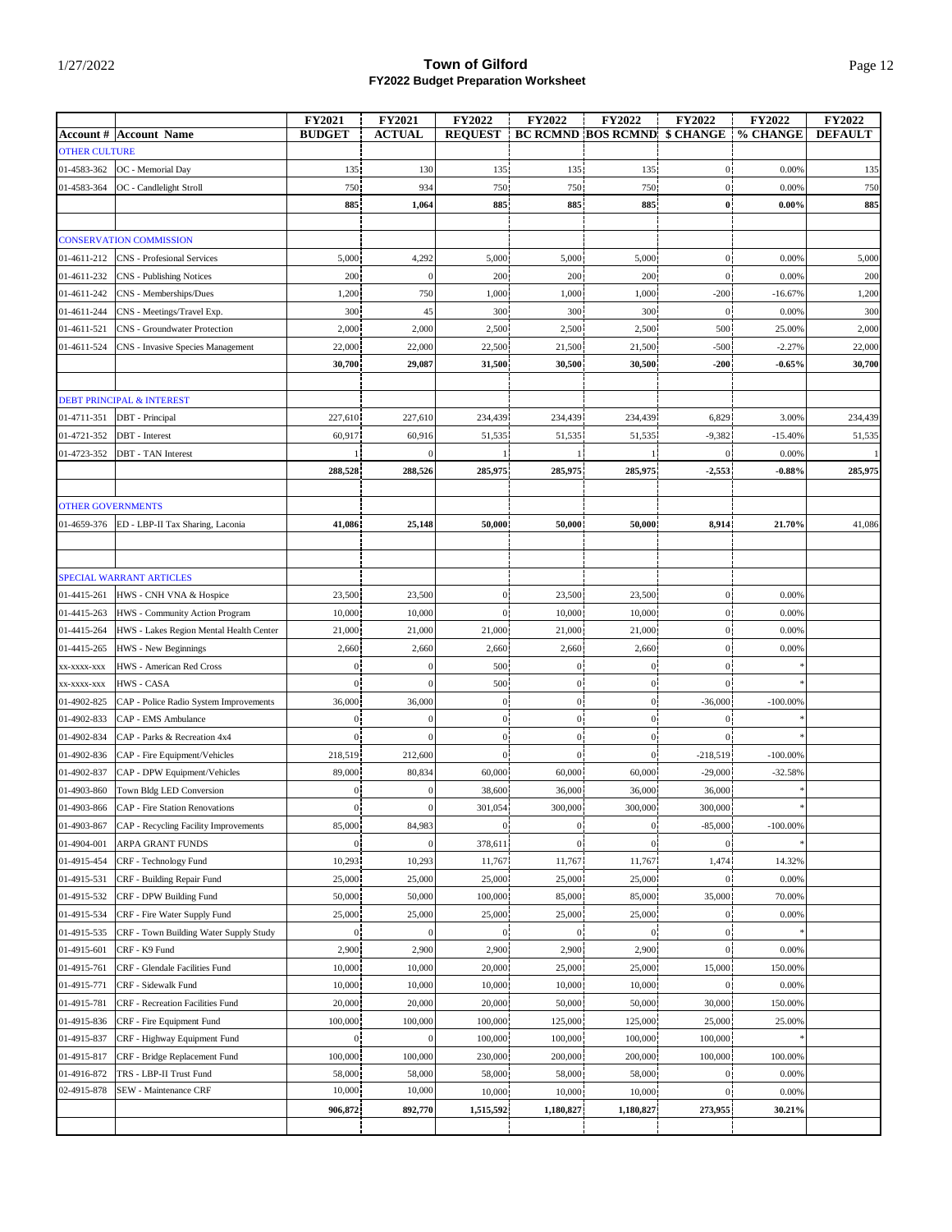# Town of Gilford
## FY2022 Budget Preparation Worksheet

| Account # | Account Name | FY2021 BUDGET | FY2021 ACTUAL | FY2022 REQUEST | FY2022 BC RCMND | FY2022 BOS RCMND | FY2022 $ CHANGE | FY2022 % CHANGE | FY2022 DEFAULT |
|---|---|---|---|---|---|---|---|---|---|
| OTHER CULTURE | | | | | | | | | |
| 01-4583-362 | OC - Memorial Day | 135 | 130 | 135 | 135 | 135 | 0 | 0.00% | 135 |
| 01-4583-364 | OC - Candlelight Stroll | 750 | 934 | 750 | 750 | 750 | 0 | 0.00% | 750 |
| | | **885** | **1,064** | **885** | **885** | **885** | **0** | **0.00%** | **885** |
| | | | | | | | | | |
| CONSERVATION COMMISSION | | | | | | | | | |
| 01-4611-212 | CNS - Profesional Services | 5,000 | 4,292 | 5,000 | 5,000 | 5,000 | 0 | 0.00% | 5,000 |
| 01-4611-232 | CNS - Publishing Notices | 200 | 0 | 200 | 200 | 200 | 0 | 0.00% | 200 |
| 01-4611-242 | CNS - Memberships/Dues | 1,200 | 750 | 1,000 | 1,000 | 1,000 | -200 | -16.67% | 1,200 |
| 01-4611-244 | CNS - Meetings/Travel Exp. | 300 | 45 | 300 | 300 | 300 | 0 | 0.00% | 300 |
| 01-4611-521 | CNS - Groundwater Protection | 2,000 | 2,000 | 2,500 | 2,500 | 2,500 | 500 | 25.00% | 2,000 |
| 01-4611-524 | CNS - Invasive Species Management | 22,000 | 22,000 | 22,500 | 21,500 | 21,500 | -500 | -2.27% | 22,000 |
| | | **30,700** | **29,087** | **31,500** | **30,500** | **30,500** | **-200** | **-0.65%** | **30,700** |
| | | | | | | | | | |
| DEBT PRINCIPAL & INTEREST | | | | | | | | | |
| 01-4711-351 | DBT - Principal | 227,610 | 227,610 | 234,439 | 234,439 | 234,439 | 6,829 | 3.00% | 234,439 |
| 01-4721-352 | DBT - Interest | 60,917 | 60,916 | 51,535 | 51,535 | 51,535 | -9,382 | -15.40% | 51,535 |
| 01-4723-352 | DBT - TAN Interest | 1 | 0 | 1 | 1 | 1 | 0 | 0.00% | 1 |
| | | **288,528** | **288,526** | **285,975** | **285,975** | **285,975** | **-2,553** | **-0.88%** | **285,975** |
| | | | | | | | | | |
| OTHER GOVERNMENTS | | | | | | | | | |
| 01-4659-376 | ED - LBP-II Tax Sharing, Laconia | **41,086** | **25,148** | **50,000** | **50,000** | **50,000** | **8,914** | **21.70%** | 41,086 |
| | | | | | | | | | |
| SPECIAL WARRANT ARTICLES | | | | | | | | | |
| 01-4415-261 | HWS - CNH VNA & Hospice | 23,500 | 23,500 | 0 | 23,500 | 23,500 | 0 | 0.00% | |
| 01-4415-263 | HWS - Community Action Program | 10,000 | 10,000 | 0 | 10,000 | 10,000 | 0 | 0.00% | |
| 01-4415-264 | HWS - Lakes Region Mental Health Center | 21,000 | 21,000 | 21,000 | 21,000 | 21,000 | 0 | 0.00% | |
| 01-4415-265 | HWS - New Beginnings | 2,660 | 2,660 | 2,660 | 2,660 | 2,660 | 0 | 0.00% | |
| xx-xxxx-xxx | HWS - American Red Cross | 0 | 0 | 500 | 0 | 0 | 0 | * | |
| xx-xxxx-xxx | HWS - CASA | 0 | 0 | 500 | 0 | 0 | 0 | * | |
| 01-4902-825 | CAP - Police Radio System Improvements | 36,000 | 36,000 | 0 | 0 | 0 | -36,000 | -100.00% | |
| 01-4902-833 | CAP - EMS Ambulance | 0 | 0 | 0 | 0 | 0 | 0 | * | |
| 01-4902-834 | CAP - Parks & Recreation 4x4 | 0 | 0 | 0 | 0 | 0 | 0 | * | |
| 01-4902-836 | CAP - Fire Equipment/Vehicles | 218,519 | 212,600 | 0 | 0 | 0 | -218,519 | -100.00% | |
| 01-4902-837 | CAP - DPW Equipment/Vehicles | 89,000 | 80,834 | 60,000 | 60,000 | 60,000 | -29,000 | -32.58% | |
| 01-4903-860 | Town Bldg LED Conversion | 0 | 0 | 38,600 | 36,000 | 36,000 | 36,000 | * | |
| 01-4903-866 | CAP - Fire Station Renovations | 0 | 0 | 301,054 | 300,000 | 300,000 | 300,000 | * | |
| 01-4903-867 | CAP - Recycling Facility Improvements | 85,000 | 84,983 | 0 | 0 | 0 | -85,000 | -100.00% | |
| 01-4904-001 | ARPA GRANT FUNDS | 0 | 0 | 378,611 | 0 | 0 | 0 | * | |
| 01-4915-454 | CRF - Technology Fund | 10,293 | 10,293 | 11,767 | 11,767 | 11,767 | 1,474 | 14.32% | |
| 01-4915-531 | CRF - Building Repair Fund | 25,000 | 25,000 | 25,000 | 25,000 | 25,000 | 0 | 0.00% | |
| 01-4915-532 | CRF - DPW Building Fund | 50,000 | 50,000 | 100,000 | 85,000 | 85,000 | 35,000 | 70.00% | |
| 01-4915-534 | CRF - Fire Water Supply Fund | 25,000 | 25,000 | 25,000 | 25,000 | 25,000 | 0 | 0.00% | |
| 01-4915-535 | CRF - Town Building Water Supply Study | 0 | 0 | 0 | 0 | 0 | 0 | * | |
| 01-4915-601 | CRF - K9 Fund | 2,900 | 2,900 | 2,900 | 2,900 | 2,900 | 0 | 0.00% | |
| 01-4915-761 | CRF - Glendale Facilities Fund | 10,000 | 10,000 | 20,000 | 25,000 | 25,000 | 15,000 | 150.00% | |
| 01-4915-771 | CRF - Sidewalk Fund | 10,000 | 10,000 | 10,000 | 10,000 | 10,000 | 0 | 0.00% | |
| 01-4915-781 | CRF - Recreation Facilities Fund | 20,000 | 20,000 | 20,000 | 50,000 | 50,000 | 30,000 | 150.00% | |
| 01-4915-836 | CRF - Fire Equipment Fund | 100,000 | 100,000 | 100,000 | 125,000 | 125,000 | 25,000 | 25.00% | |
| 01-4915-837 | CRF - Highway Equipment Fund | 0 | 0 | 100,000 | 100,000 | 100,000 | 100,000 | * | |
| 01-4915-817 | CRF - Bridge Replacement Fund | 100,000 | 100,000 | 230,000 | 200,000 | 200,000 | 100,000 | 100.00% | |
| 01-4916-872 | TRS - LBP-II Trust Fund | 58,000 | 58,000 | 58,000 | 58,000 | 58,000 | 0 | 0.00% | |
| 02-4915-878 | SEW - Maintenance CRF | 10,000 | 10,000 | 10,000 | 10,000 | 10,000 | 0 | 0.00% | |
| | | **906,872** | **892,770** | **1,515,592** | **1,180,827** | **1,180,827** | **273,955** | **30.21%** | |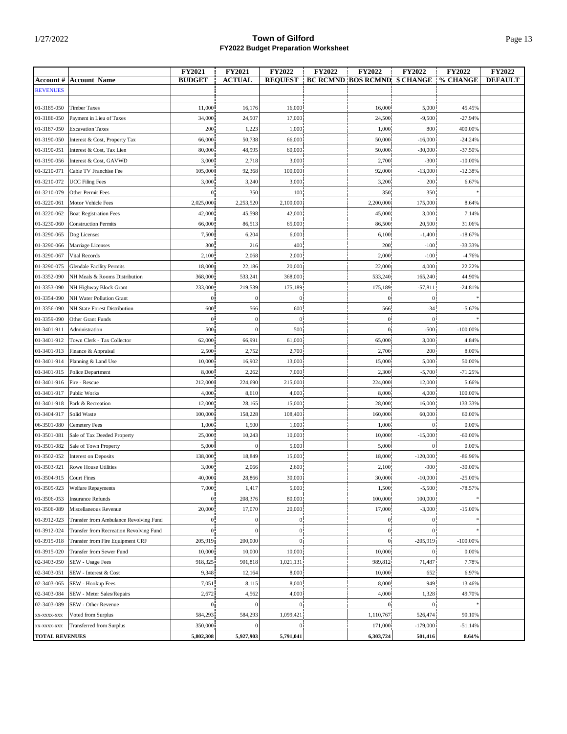# Town of Gilford
## FY2022 Budget Preparation Worksheet

| Account # | Account Name | FY2021 BUDGET | FY2021 ACTUAL | FY2022 REQUEST | FY2022 BC RCMND | FY2022 BOS RCMND | FY2022 $ CHANGE | FY2022 % CHANGE | FY2022 DEFAULT |
|---|---|---|---|---|---|---|---|---|---|
| REVENUES | | | | | | | | | |
| 01-3185-050 | Timber Taxes | 11,000 | 16,176 | 16,000 | | 16,000 | 5,000 | 45.45% | |
| 01-3186-050 | Payment in Lieu of Taxes | 34,000 | 24,507 | 17,000 | | 24,500 | -9,500 | -27.94% | |
| 01-3187-050 | Excavation Taxes | 200 | 1,223 | 1,000 | | 1,000 | 800 | 400.00% | |
| 01-3190-050 | Interest & Cost, Property Tax | 66,000 | 50,738 | 66,000 | | 50,000 | -16,000 | -24.24% | |
| 01-3190-051 | Interest & Cost, Tax Lien | 80,000 | 48,995 | 60,000 | | 50,000 | -30,000 | -37.50% | |
| 01-3190-056 | Interest & Cost, GAVWD | 3,000 | 2,718 | 3,000 | | 2,700 | -300 | -10.00% | |
| 01-3210-071 | Cable TV Franchise Fee | 105,000 | 92,368 | 100,000 | | 92,000 | -13,000 | -12.38% | |
| 01-3210-072 | UCC Filing Fees | 3,000 | 3,240 | 3,000 | | 3,200 | 200 | 6.67% | |
| 01-3210-079 | Other Permit Fees | 0 | 350 | 100 | | 350 | 350 | * | |
| 01-3220-061 | Motor Vehicle Fees | 2,025,000 | 2,253,520 | 2,100,000 | | 2,200,000 | 175,000 | 8.64% | |
| 01-3220-062 | Boat Registration Fees | 42,000 | 45,598 | 42,000 | | 45,000 | 3,000 | 7.14% | |
| 01-3230-060 | Construction Permits | 66,000 | 86,513 | 65,000 | | 86,500 | 20,500 | 31.06% | |
| 01-3290-065 | Dog Licenses | 7,500 | 6,204 | 6,000 | | 6,100 | -1,400 | -18.67% | |
| 01-3290-066 | Marriage Licenses | 300 | 216 | 400 | | 200 | -100 | -33.33% | |
| 01-3290-067 | Vital Records | 2,100 | 2,068 | 2,000 | | 2,000 | -100 | -4.76% | |
| 01-3290-075 | Glendale Facility Permits | 18,000 | 22,186 | 20,000 | | 22,000 | 4,000 | 22.22% | |
| 01-3352-090 | NH Meals & Rooms Distribution | 368,000 | 533,241 | 368,000 | | 533,240 | 165,240 | 44.90% | |
| 01-3353-090 | NH Highway Block Grant | 233,000 | 219,539 | 175,189 | | 175,189 | -57,811 | -24.81% | |
| 01-3354-090 | NH Water Pollution Grant | 0 | 0 | 0 | | 0 | 0 | * | |
| 01-3356-090 | NH State Forest Distribution | 600 | 566 | 600 | | 566 | -34 | -5.67% | |
| 01-3359-090 | Other Grant Funds | 0 | 0 | 0 | | 0 | 0 | * | |
| 01-3401-911 | Administration | 500 | 0 | 500 | | 0 | -500 | -100.00% | |
| 01-3401-912 | Town Clerk - Tax Collector | 62,000 | 66,991 | 61,000 | | 65,000 | 3,000 | 4.84% | |
| 01-3401-913 | Finance & Appraisal | 2,500 | 2,752 | 2,700 | | 2,700 | 200 | 8.00% | |
| 01-3401-914 | Planning & Land Use | 10,000 | 16,902 | 13,000 | | 15,000 | 5,000 | 50.00% | |
| 01-3401-915 | Police Department | 8,000 | 2,262 | 7,000 | | 2,300 | -5,700 | -71.25% | |
| 01-3401-916 | Fire - Rescue | 212,000 | 224,690 | 215,000 | | 224,000 | 12,000 | 5.66% | |
| 01-3401-917 | Public Works | 4,000 | 8,610 | 4,000 | | 8,000 | 4,000 | 100.00% | |
| 01-3401-918 | Park & Recreation | 12,000 | 28,165 | 15,000 | | 28,000 | 16,000 | 133.33% | |
| 01-3404-917 | Solid Waste | 100,000 | 158,228 | 108,400 | | 160,000 | 60,000 | 60.00% | |
| 06-3501-080 | Cemetery Fees | 1,000 | 1,500 | 1,000 | | 1,000 | 0 | 0.00% | |
| 01-3501-081 | Sale of Tax Deeded Property | 25,000 | 10,243 | 10,000 | | 10,000 | -15,000 | -60.00% | |
| 01-3501-082 | Sale of Town Property | 5,000 | 0 | 5,000 | | 5,000 | 0 | 0.00% | |
| 01-3502-052 | Interest on Deposits | 138,000 | 18,849 | 15,000 | | 18,000 | -120,000 | -86.96% | |
| 01-3503-921 | Rowe House Utilities | 3,000 | 2,066 | 2,600 | | 2,100 | -900 | -30.00% | |
| 01-3504-915 | Court Fines | 40,000 | 28,866 | 30,000 | | 30,000 | -10,000 | -25.00% | |
| 01-3505-923 | Welfare Repayments | 7,000 | 1,417 | 5,000 | | 1,500 | -5,500 | -78.57% | |
| 01-3506-053 | Insurance Refunds | 0 | 208,376 | 80,000 | | 100,000 | 100,000 | * | |
| 01-3506-089 | Miscellaneous Revenue | 20,000 | 17,070 | 20,000 | | 17,000 | -3,000 | -15.00% | |
| 01-3912-023 | Transfer from Ambulance Revolving Fund | 0 | 0 | 0 | | 0 | 0 | * | |
| 01-3912-024 | Transfer from Recreation Revolving Fund | 0 | 0 | 0 | | 0 | 0 | * | |
| 01-3915-018 | Transfer from Fire Equipment CRF | 205,919 | 200,000 | 0 | | 0 | -205,919 | -100.00% | |
| 01-3915-020 | Transfer from Sewer Fund | 10,000 | 10,000 | 10,000 | | 10,000 | 0 | 0.00% | |
| 02-3403-050 | SEW - Usage Fees | 918,325 | 901,818 | 1,021,131 | | 989,812 | 71,487 | 7.78% | |
| 02-3403-051 | SEW - Interest & Cost | 9,348 | 12,164 | 8,000 | | 10,000 | 652 | 6.97% | |
| 02-3403-065 | SEW - Hookup Fees | 7,051 | 8,115 | 8,000 | | 8,000 | 949 | 13.46% | |
| 02-3403-084 | SEW - Meter Sales/Repairs | 2,672 | 4,562 | 4,000 | | 4,000 | 1,328 | 49.70% | |
| 02-3403-089 | SEW - Other Revenue | 0 | 0 | 0 | | 0 | 0 | * | |
| xx-xxxx-xxx | Voted from Surplus | 584,293 | 584,293 | 1,099,421 | | 1,110,767 | 526,474 | 90.10% | |
| xx-xxxx-xxx | Transferred from Surplus | 350,000 | 0 | 0 | | 171,000 | -179,000 | -51.14% | |
| **TOTAL REVENUES** | | **5,802,308** | **5,927,903** | **5,791,041** | | **6,303,724** | **501,416** | **8.64%** | |